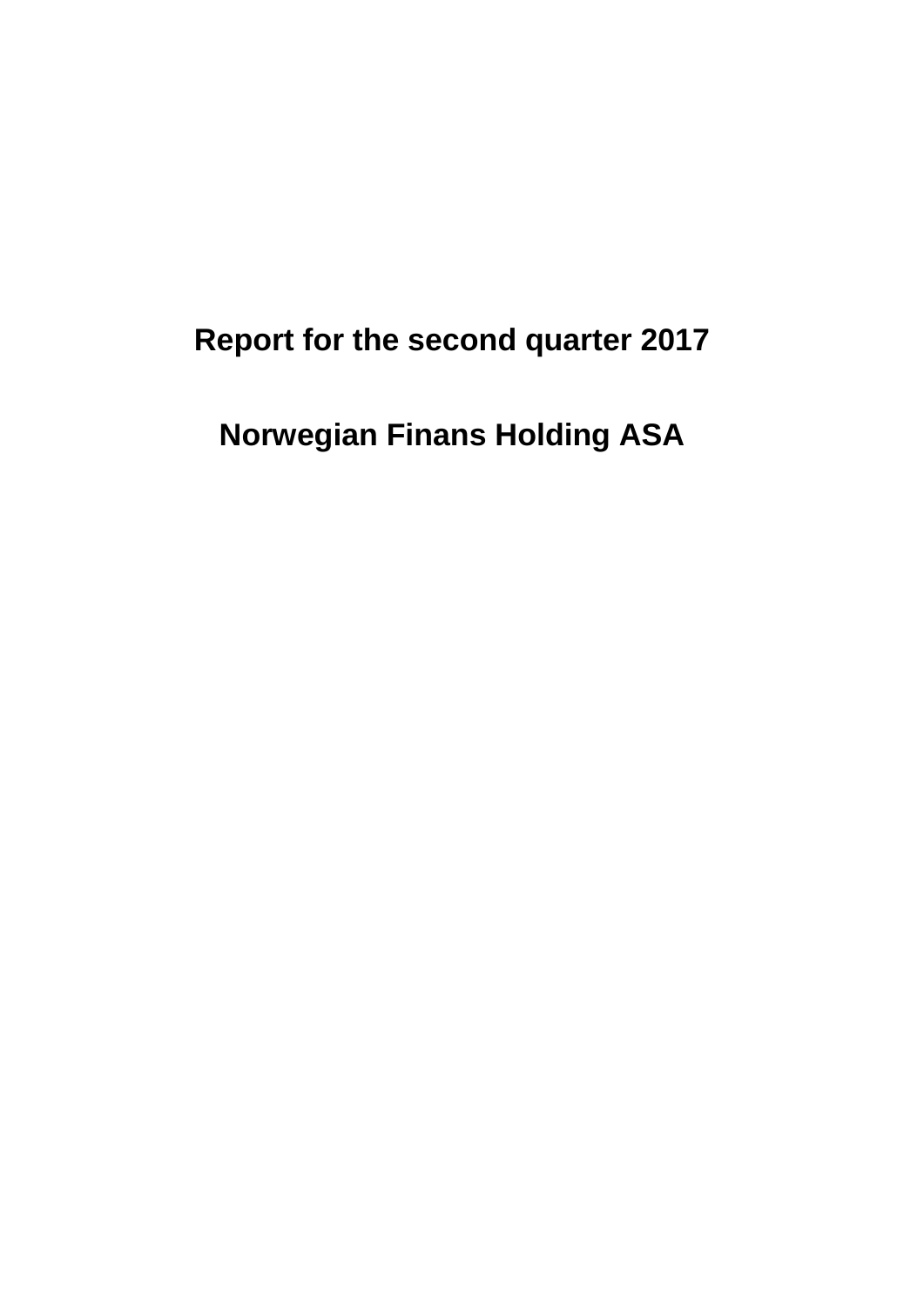# Report for the second quarter 2017

# Norwegian Finans Holding ASA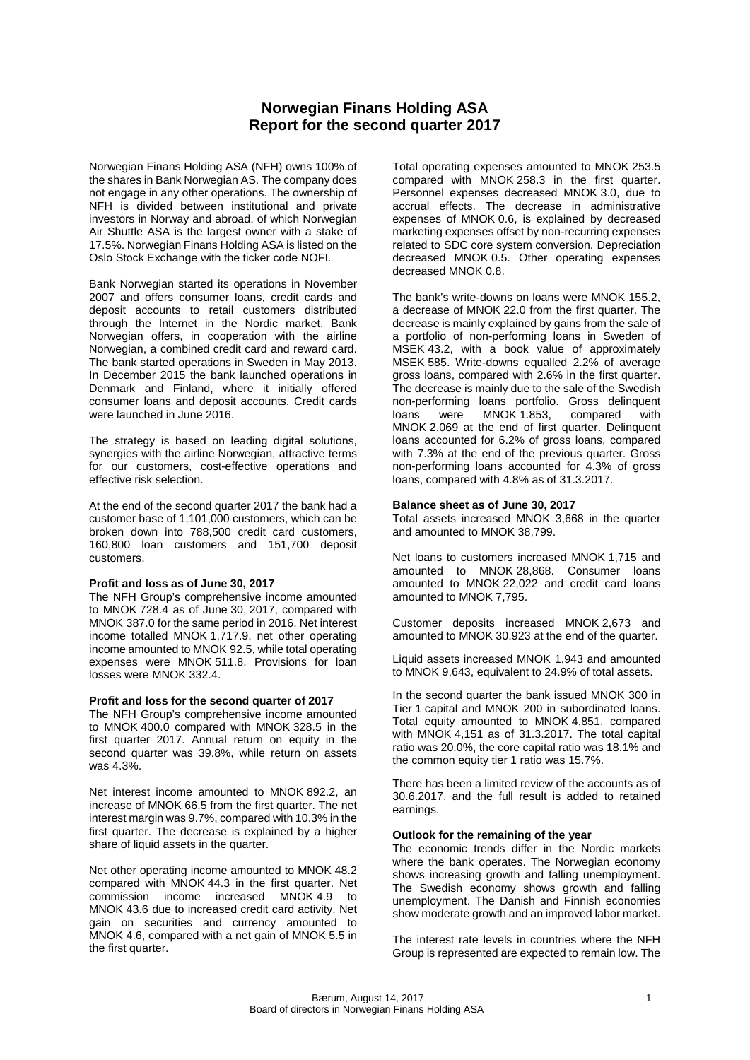# Norwegian Finans Holding ASA
# Report for the second quarter 2017

Norwegian Finans Holding ASA (NFH) owns 100% of the shares in Bank Norwegian AS. The company does not engage in any other operations. The ownership of NFH is divided between institutional and private investors in Norway and abroad, of which Norwegian Air Shuttle ASA is the largest owner with a stake of 17.5%. Norwegian Finans Holding ASA is listed on the Oslo Stock Exchange with the ticker code NOFI.

Bank Norwegian started its operations in November 2007 and offers consumer loans, credit cards and deposit accounts to retail customers distributed through the Internet in the Nordic market. Bank Norwegian offers, in cooperation with the airline Norwegian, a combined credit card and reward card. The bank started operations in Sweden in May 2013. In December 2015 the bank launched operations in Denmark and Finland, where it initially offered consumer loans and deposit accounts. Credit cards were launched in June 2016.

The strategy is based on leading digital solutions, synergies with the airline Norwegian, attractive terms for our customers, cost-effective operations and effective risk selection.

At the end of the second quarter 2017 the bank had a customer base of 1,101,000 customers, which can be broken down into 788,500 credit card customers, 160,800 loan customers and 151,700 deposit customers.

**Profit and loss as of June 30, 2017**

The NFH Group's comprehensive income amounted to MNOK 728.4 as of June 30, 2017, compared with MNOK 387.0 for the same period in 2016. Net interest income totalled MNOK 1,717.9, net other operating income amounted to MNOK 92.5, while total operating expenses were MNOK 511.8. Provisions for loan losses were MNOK 332.4.

**Profit and loss for the second quarter of 2017**

The NFH Group's comprehensive income amounted to MNOK 400.0 compared with MNOK 328.5 in the first quarter 2017. Annual return on equity in the second quarter was 39.8%, while return on assets was 4.3%.

Net interest income amounted to MNOK 892.2, an increase of MNOK 66.5 from the first quarter. The net interest margin was 9.7%, compared with 10.3% in the first quarter. The decrease is explained by a higher share of liquid assets in the quarter.

Net other operating income amounted to MNOK 48.2 compared with MNOK 44.3 in the first quarter. Net commission income increased MNOK 4.9 to MNOK 43.6 due to increased credit card activity. Net gain on securities and currency amounted to MNOK 4.6, compared with a net gain of MNOK 5.5 in the first quarter.

Total operating expenses amounted to MNOK 253.5 compared with MNOK 258.3 in the first quarter. Personnel expenses decreased MNOK 3.0, due to accrual effects. The decrease in administrative expenses of MNOK 0.6, is explained by decreased marketing expenses offset by non-recurring expenses related to SDC core system conversion. Depreciation decreased MNOK 0.5. Other operating expenses decreased MNOK 0.8.

The bank's write-downs on loans were MNOK 155.2, a decrease of MNOK 22.0 from the first quarter. The decrease is mainly explained by gains from the sale of a portfolio of non-performing loans in Sweden of MSEK 43.2, with a book value of approximately MSEK 585. Write-downs equalled 2.2% of average gross loans, compared with 2.6% in the first quarter. The decrease is mainly due to the sale of the Swedish non-performing loans portfolio. Gross delinquent loans were MNOK 1.853, compared with MNOK 2.069 at the end of first quarter. Delinquent loans accounted for 6.2% of gross loans, compared with 7.3% at the end of the previous quarter. Gross non-performing loans accounted for 4.3% of gross loans, compared with 4.8% as of 31.3.2017.

**Balance sheet as of June 30, 2017**

Total assets increased MNOK 3,668 in the quarter and amounted to MNOK 38,799.

Net loans to customers increased MNOK 1,715 and amounted to MNOK 28,868. Consumer loans amounted to MNOK 22,022 and credit card loans amounted to MNOK 7,795.

Customer deposits increased MNOK 2,673 and amounted to MNOK 30,923 at the end of the quarter.

Liquid assets increased MNOK 1,943 and amounted to MNOK 9,643, equivalent to 24.9% of total assets.

In the second quarter the bank issued MNOK 300 in Tier 1 capital and MNOK 200 in subordinated loans. Total equity amounted to MNOK 4,851, compared with MNOK 4,151 as of 31.3.2017. The total capital ratio was 20.0%, the core capital ratio was 18.1% and the common equity tier 1 ratio was 15.7%.

There has been a limited review of the accounts as of 30.6.2017, and the full result is added to retained earnings.

**Outlook for the remaining of the year**

The economic trends differ in the Nordic markets where the bank operates. The Norwegian economy shows increasing growth and falling unemployment. The Swedish economy shows growth and falling unemployment. The Danish and Finnish economies show moderate growth and an improved labor market.

The interest rate levels in countries where the NFH Group is represented are expected to remain low. The

Bærum, August 14, 2017
Board of directors in Norwegian Finans Holding ASA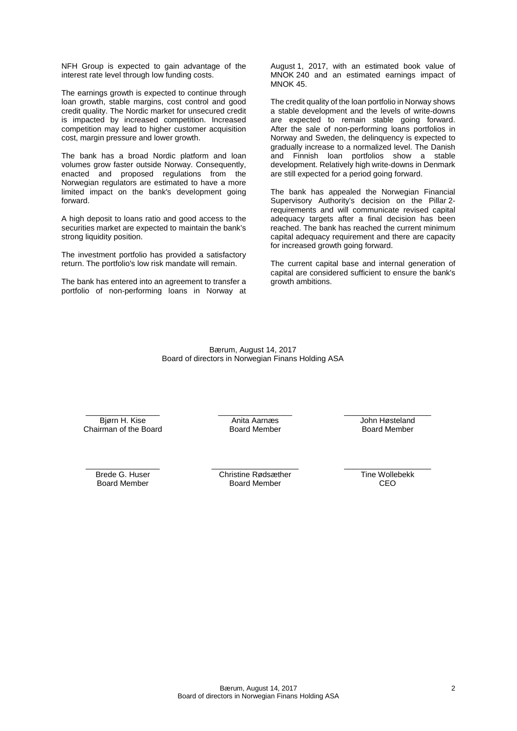NFH Group is expected to gain advantage of the interest rate level through low funding costs.

The earnings growth is expected to continue through loan growth, stable margins, cost control and good credit quality. The Nordic market for unsecured credit is impacted by increased competition. Increased competition may lead to higher customer acquisition cost, margin pressure and lower growth.

The bank has a broad Nordic platform and loan volumes grow faster outside Norway. Consequently, enacted and proposed regulations from the Norwegian regulators are estimated to have a more limited impact on the bank's development going forward.

A high deposit to loans ratio and good access to the securities market are expected to maintain the bank's strong liquidity position.

The investment portfolio has provided a satisfactory return. The portfolio's low risk mandate will remain.

The bank has entered into an agreement to transfer a portfolio of non-performing loans in Norway at August 1, 2017, with an estimated book value of MNOK 240 and an estimated earnings impact of MNOK 45.

The credit quality of the loan portfolio in Norway shows a stable development and the levels of write-downs are expected to remain stable going forward. After the sale of non-performing loans portfolios in Norway and Sweden, the delinquency is expected to gradually increase to a normalized level. The Danish and Finnish loan portfolios show a stable development. Relatively high write-downs in Denmark are still expected for a period going forward.

The bank has appealed the Norwegian Financial Supervisory Authority's decision on the Pillar 2-requirements and will communicate revised capital adequacy targets after a final decision has been reached. The bank has reached the current minimum capital adequacy requirement and there are capacity for increased growth going forward.

The current capital base and internal generation of capital are considered sufficient to ensure the bank's growth ambitions.

Bærum, August 14, 2017
Board of directors in Norwegian Finans Holding ASA

| | | |
|---|---|---|
| Bjørn H. Kise<br>Chairman of the Board | Anita Aarnæs<br>Board Member | John Høsteland<br>Board Member |
| Brede G. Huser<br>Board Member | Christine Rødsæther<br>Board Member | Tine Wollebekk<br>CEO |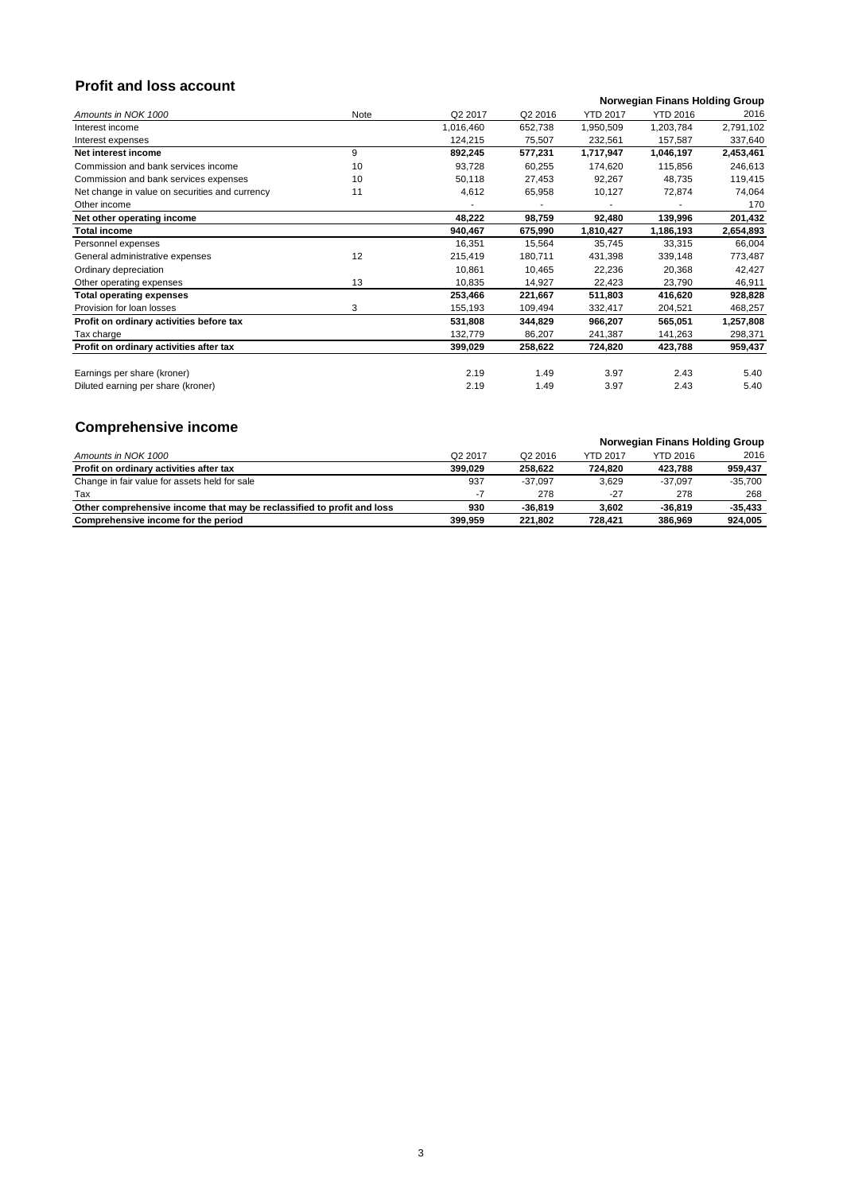## Profit and loss account

| Amounts in NOK 1000 | Note | Q2 2017 | Q2 2016 | YTD 2017 | YTD 2016 | 2016 |
|---|---|---|---|---|---|---|
| | | **Norwegian Finans Holding Group** | | | | |
| Interest income | | 1,016,460 | 652,738 | 1,950,509 | 1,203,784 | 2,791,102 |
| Interest expenses | | 124,215 | 75,507 | 232,561 | 157,587 | 337,640 |
| **Net interest income** | 9 | **892,245** | **577,231** | **1,717,947** | **1,046,197** | **2,453,461** |
| Commission and bank services income | 10 | 93,728 | 60,255 | 174,620 | 115,856 | 246,613 |
| Commission and bank services expenses | 10 | 50,118 | 27,453 | 92,267 | 48,735 | 119,415 |
| Net change in value on securities and currency | 11 | 4,612 | 65,958 | 10,127 | 72,874 | 74,064 |
| Other income | | - | - | - | - | 170 |
| **Net other operating income** | | **48,222** | **98,759** | **92,480** | **139,996** | **201,432** |
| **Total income** | | **940,467** | **675,990** | **1,810,427** | **1,186,193** | **2,654,893** |
| Personnel expenses | | 16,351 | 15,564 | 35,745 | 33,315 | 66,004 |
| General administrative expenses | 12 | 215,419 | 180,711 | 431,398 | 339,148 | 773,487 |
| Ordinary depreciation | | 10,861 | 10,465 | 22,236 | 20,368 | 42,427 |
| Other operating expenses | 13 | 10,835 | 14,927 | 22,423 | 23,790 | 46,911 |
| **Total operating expenses** | | **253,466** | **221,667** | **511,803** | **416,620** | **928,828** |
| Provision for loan losses | 3 | 155,193 | 109,494 | 332,417 | 204,521 | 468,257 |
| **Profit on ordinary activities before tax** | | **531,808** | **344,829** | **966,207** | **565,051** | **1,257,808** |
| Tax charge | | 132,779 | 86,207 | 241,387 | 141,263 | 298,371 |
| **Profit on ordinary activities after tax** | | **399,029** | **258,622** | **724,820** | **423,788** | **959,437** |
| | | | | | | |
| Earnings per share (kroner) | | 2.19 | 1.49 | 3.97 | 2.43 | 5.40 |
| Diluted earning per share (kroner) | | 2.19 | 1.49 | 3.97 | 2.43 | 5.40 |

## Comprehensive income

| Amounts in NOK 1000 | Q2 2017 | Q2 2016 | YTD 2017 | YTD 2016 | 2016 |
|---|---|---|---|---|---|
| | **Norwegian Finans Holding Group** | | | | |
| **Profit on ordinary activities after tax** | **399,029** | **258,622** | **724,820** | **423,788** | **959,437** |
| Change in fair value for assets held for sale | 937 | -37,097 | 3,629 | -37,097 | -35,700 |
| Tax | -7 | 278 | -27 | 278 | 268 |
| **Other comprehensive income that may be reclassified to profit and loss** | **930** | **-36,819** | **3,602** | **-36,819** | **-35,433** |
| **Comprehensive income for the period** | **399,959** | **221,802** | **728,421** | **386,969** | **924,005** |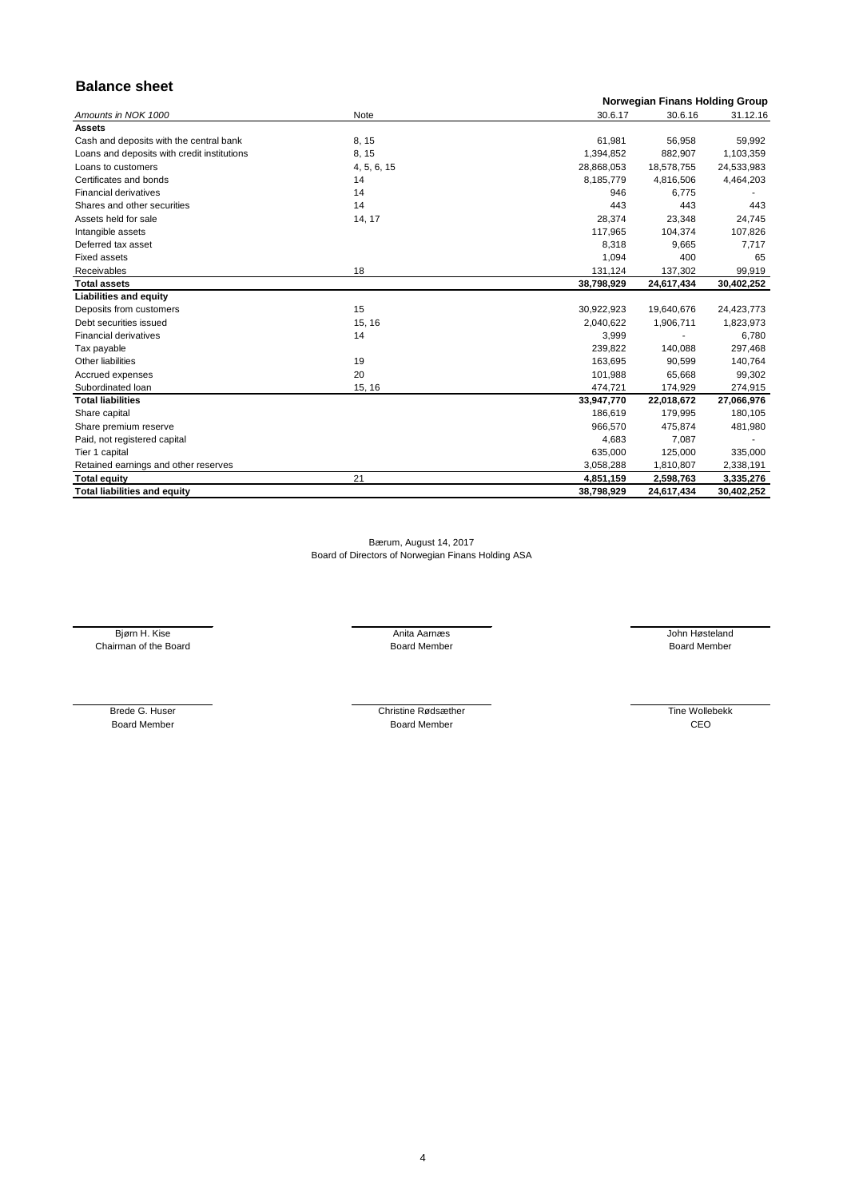## Balance sheet

| Amounts in NOK 1000 | Note | Norwegian Finans Holding Group | | |
|---|---|---|---|---|
| | | 30.6.17 | 30.6.16 | 31.12.16 |
| **Assets** | | | | |
| Cash and deposits with the central bank | 8, 15 | 61,981 | 56,958 | 59,992 |
| Loans and deposits with credit institutions | 8, 15 | 1,394,852 | 882,907 | 1,103,359 |
| Loans to customers | 4, 5, 6, 15 | 28,868,053 | 18,578,755 | 24,533,983 |
| Certificates and bonds | 14 | 8,185,779 | 4,816,506 | 4,464,203 |
| Financial derivatives | 14 | 946 | 6,775 | - |
| Shares and other securities | 14 | 443 | 443 | 443 |
| Assets held for sale | 14, 17 | 28,374 | 23,348 | 24,745 |
| Intangible assets | | 117,965 | 104,374 | 107,826 |
| Deferred tax asset | | 8,318 | 9,665 | 7,717 |
| Fixed assets | | 1,094 | 400 | 65 |
| Receivables | 18 | 131,124 | 137,302 | 99,919 |
| **Total assets** | | **38,798,929** | **24,617,434** | **30,402,252** |
| **Liabilities and equity** | | | | |
| Deposits from customers | 15 | 30,922,923 | 19,640,676 | 24,423,773 |
| Debt securities issued | 15, 16 | 2,040,622 | 1,906,711 | 1,823,973 |
| Financial derivatives | 14 | 3,999 | - | 6,780 |
| Tax payable | | 239,822 | 140,088 | 297,468 |
| Other liabilities | 19 | 163,695 | 90,599 | 140,764 |
| Accrued expenses | 20 | 101,988 | 65,668 | 99,302 |
| Subordinated loan | 15, 16 | 474,721 | 174,929 | 274,915 |
| **Total liabilities** | | **33,947,770** | **22,018,672** | **27,066,976** |
| Share capital | | 186,619 | 179,995 | 180,105 |
| Share premium reserve | | 966,570 | 475,874 | 481,980 |
| Paid, not registered capital | | 4,683 | 7,087 | - |
| Tier 1 capital | | 635,000 | 125,000 | 335,000 |
| Retained earnings and other reserves | | 3,058,288 | 1,810,807 | 2,338,191 |
| **Total equity** | 21 | **4,851,159** | **2,598,763** | **3,335,276** |
| **Total liabilities and equity** | | **38,798,929** | **24,617,434** | **30,402,252** |

Bærum, August 14, 2017
Board of Directors of Norwegian Finans Holding ASA

Bjørn H. Kise
Chairman of the Board

Anita Aarnæs
Board Member

John Høsteland
Board Member

Brede G. Huser
Board Member

Christine Rødsæther
Board Member

Tine Wollebekk
CEO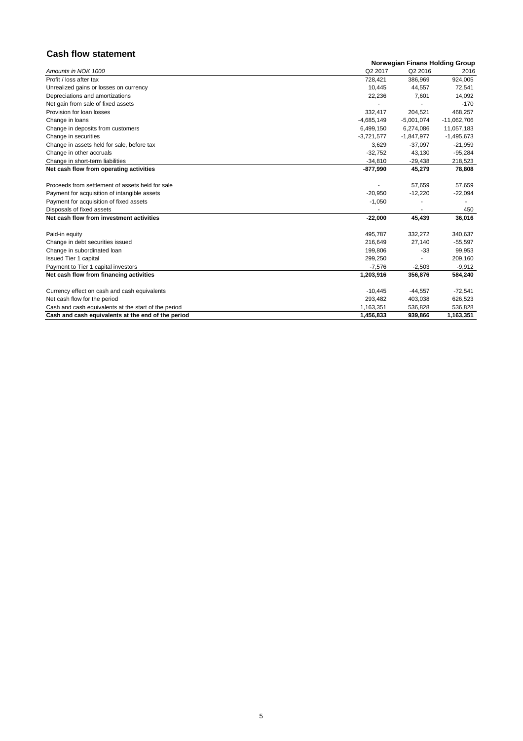## Cash flow statement

| *Amounts in NOK 1000* | Norwegian Finans Holding Group | | |
|---|---|---|---|
| | Q2 2017 | Q2 2016 | 2016 |
| Profit / loss after tax | 728,421 | 386,969 | 924,005 |
| Unrealized gains or losses on currency | 10,445 | 44,557 | 72,541 |
| Depreciations and amortizations | 22,236 | 7,601 | 14,092 |
| Net gain from sale of fixed assets | - | - | -170 |
| Provision for loan losses | 332,417 | 204,521 | 468,257 |
| Change in loans | -4,685,149 | -5,001,074 | -11,062,706 |
| Change in deposits from customers | 6,499,150 | 6,274,086 | 11,057,183 |
| Change in securities | -3,721,577 | -1,847,977 | -1,495,673 |
| Change in assets held for sale, before tax | 3,629 | -37,097 | -21,959 |
| Change in other accruals | -32,752 | 43,130 | -95,284 |
| Change in short-term liabilities | -34,810 | -29,438 | 218,523 |
| **Net cash flow from operating activities** | **-877,990** | **45,279** | **78,808** |
| | | | |
| Proceeds from settlement of assets held for sale | - | 57,659 | 57,659 |
| Payment for acquisition of intangible assets | -20,950 | -12,220 | -22,094 |
| Payment for acquisition of fixed assets | -1,050 | - | - |
| Disposals of fixed assets | - | - | 450 |
| **Net cash flow from investment activities** | **-22,000** | **45,439** | **36,016** |
| | | | |
| Paid-in equity | 495,787 | 332,272 | 340,637 |
| Change in debt securities issued | 216,649 | 27,140 | -55,597 |
| Change in subordinated loan | 199,806 | -33 | 99,953 |
| Issued Tier 1 capital | 299,250 | - | 209,160 |
| Payment to Tier 1 capital investors | -7,576 | -2,503 | -9,912 |
| **Net cash flow from financing activities** | **1,203,916** | **356,876** | **584,240** |
| | | | |
| Currency effect on cash and cash equivalents | -10,445 | -44,557 | -72,541 |
| Net cash flow for the period | 293,482 | 403,038 | 626,523 |
| Cash and cash equivalents at the start of the period | 1,163,351 | 536,828 | 536,828 |
| **Cash and cash equivalents at the end of the period** | **1,456,833** | **939,866** | **1,163,351** |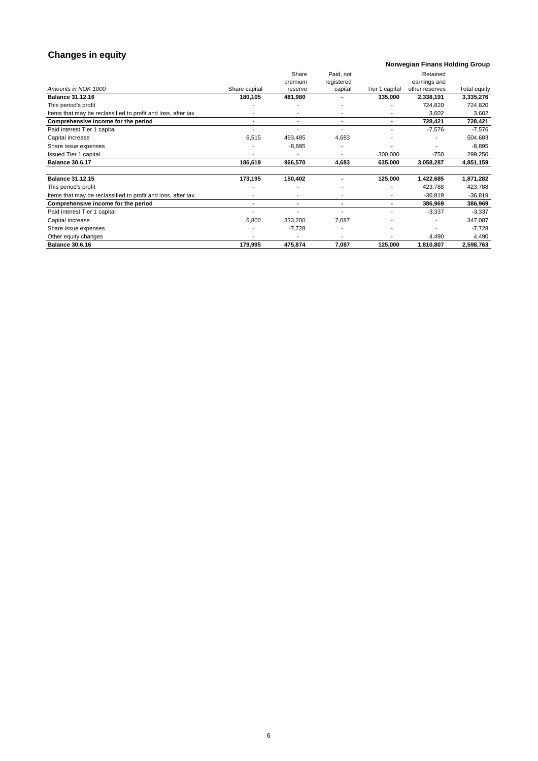## Changes in equity

**Norwegian Finans Holding Group**

| *Amounts in NOK 1000* | Share capital | Share premium reserve | Paid, not registered capital | Tier 1 capital | Retained earnings and other reserves | Total equity |
|---|---|---|---|---|---|---|
| **Balance 31.12.16** | **180,105** | **481,980** | **-** | **335,000** | **2,338,191** | **3,335,276** |
| This period's profit | - | - | - | - | 724,820 | 724,820 |
| Items that may be reclassified to profit and loss, after tax | - | - | - | - | 3,602 | 3,602 |
| **Comprehensive income for the period** | **-** | **-** | **-** | **-** | **728,421** | **728,421** |
| Paid interest Tier 1 capital | - | - | - | - | -7,576 | -7,576 |
| Capital increase | 6,515 | 493,485 | 4,683 | - | - | 504,683 |
| Share issue expenses | - | -8,895 | - | - | - | -8,895 |
| Issued Tier 1 capital | - | - | - | 300,000 | -750 | 299,250 |
| **Balance 30.6.17** | **186,619** | **966,570** | **4,683** | **635,000** | **3,058,287** | **4,851,159** |
| | | | | | | |
| **Balance 31.12.15** | **173,195** | **150,402** | **-** | **125,000** | **1,422,685** | **1,871,282** |
| This period's profit | - | - | - | - | 423,788 | 423,788 |
| Items that may be reclassified to profit and loss, after tax | - | - | - | - | -36,819 | -36,819 |
| **Comprehensive income for the period** | **-** | **-** | **-** | **-** | **386,969** | **386,969** |
| Paid interest Tier 1 capital | - | - | - | - | -3,337 | -3,337 |
| Capital increase | 6,800 | 333,200 | 7,087 | - | - | 347,087 |
| Share issue expenses | - | -7,728 | - | - | - | -7,728 |
| Other equity changes | - | - | - | - | 4,490 | 4,490 |
| **Balance 30.6.16** | **179,995** | **475,874** | **7,087** | **125,000** | **1,810,807** | **2,598,763** |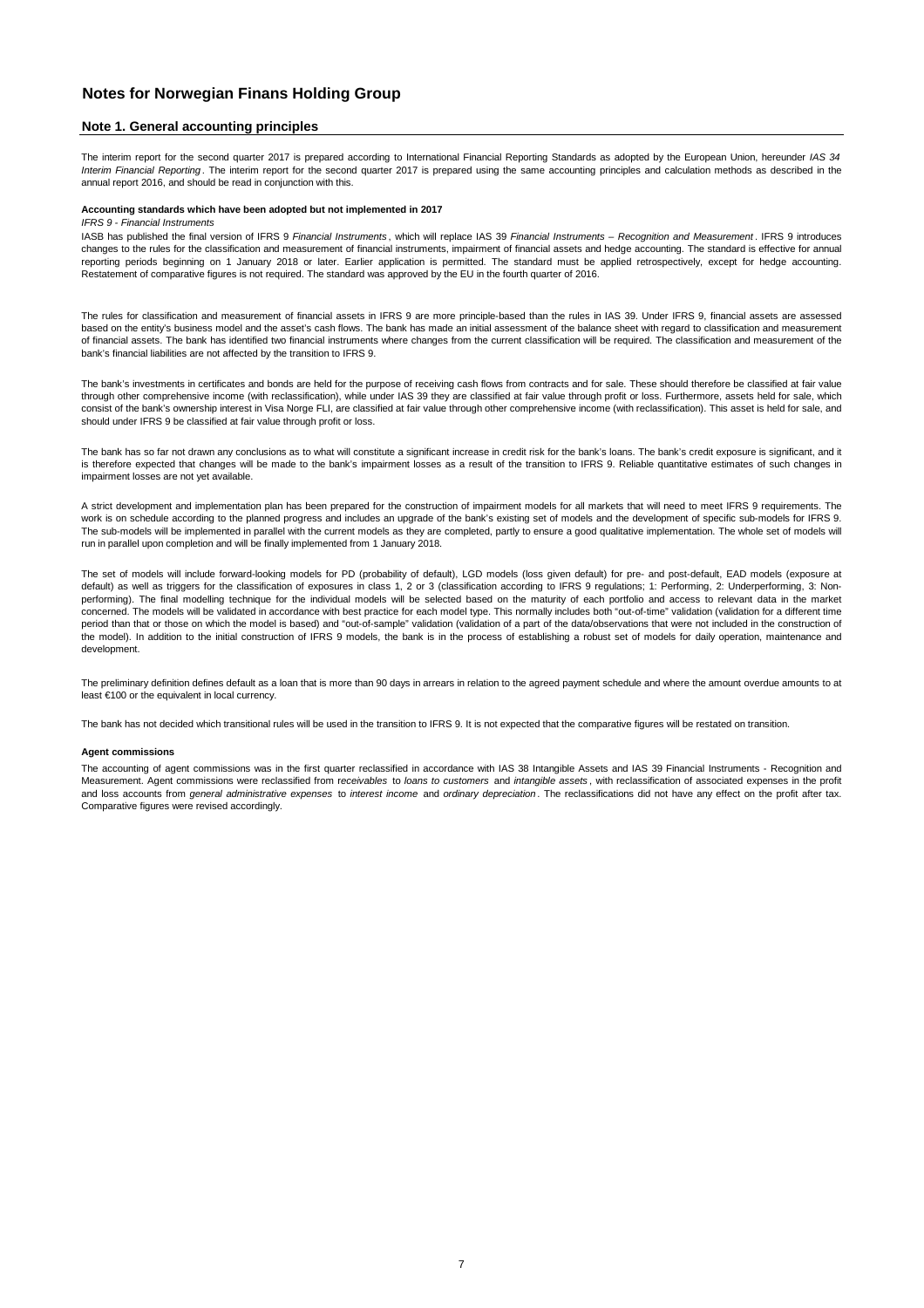# Notes for Norwegian Finans Holding Group

## Note 1. General accounting principles

The interim report for the second quarter 2017 is prepared according to International Financial Reporting Standards as adopted by the European Union, hereunder *IAS 34 Interim Financial Reporting*. The interim report for the second quarter 2017 is prepared using the same accounting principles and calculation methods as described in the annual report 2016, and should be read in conjunction with this.

**Accounting standards which have been adopted but not implemented in 2017**

*IFRS 9 - Financial Instruments*

IASB has published the final version of IFRS 9 *Financial Instruments*, which will replace IAS 39 *Financial Instruments – Recognition and Measurement*. IFRS 9 introduces changes to the rules for the classification and measurement of financial instruments, impairment of financial assets and hedge accounting. The standard is effective for annual reporting periods beginning on 1 January 2018 or later. Earlier application is permitted. The standard must be applied retrospectively, except for hedge accounting. Restatement of comparative figures is not required. The standard was approved by the EU in the fourth quarter of 2016.

The rules for classification and measurement of financial assets in IFRS 9 are more principle-based than the rules in IAS 39. Under IFRS 9, financial assets are assessed based on the entity's business model and the asset's cash flows. The bank has made an initial assessment of the balance sheet with regard to classification and measurement of financial assets. The bank has identified two financial instruments where changes from the current classification will be required. The classification and measurement of the bank's financial liabilities are not affected by the transition to IFRS 9.

The bank's investments in certificates and bonds are held for the purpose of receiving cash flows from contracts and for sale. These should therefore be classified at fair value through other comprehensive income (with reclassification), while under IAS 39 they are classified at fair value through profit or loss. Furthermore, assets held for sale, which consist of the bank's ownership interest in Visa Norge FLI, are classified at fair value through other comprehensive income (with reclassification). This asset is held for sale, and should under IFRS 9 be classified at fair value through profit or loss.

The bank has so far not drawn any conclusions as to what will constitute a significant increase in credit risk for the bank's loans. The bank's credit exposure is significant, and it is therefore expected that changes will be made to the bank's impairment losses as a result of the transition to IFRS 9. Reliable quantitative estimates of such changes in impairment losses are not yet available.

A strict development and implementation plan has been prepared for the construction of impairment models for all markets that will need to meet IFRS 9 requirements. The work is on schedule according to the planned progress and includes an upgrade of the bank's existing set of models and the development of specific sub-models for IFRS 9. The sub-models will be implemented in parallel with the current models as they are completed, partly to ensure a good qualitative implementation. The whole set of models will run in parallel upon completion and will be finally implemented from 1 January 2018.

The set of models will include forward-looking models for PD (probability of default), LGD models (loss given default) for pre- and post-default, EAD models (exposure at default) as well as triggers for the classification of exposures in class 1, 2 or 3 (classification according to IFRS 9 regulations; 1: Performing, 2: Underperforming, 3: Non-performing). The final modelling technique for the individual models will be selected based on the maturity of each portfolio and access to relevant data in the market concerned. The models will be validated in accordance with best practice for each model type. This normally includes both "out-of-time" validation (validation for a different time period than that or those on which the model is based) and "out-of-sample" validation (validation of a part of the data/observations that were not included in the construction of the model). In addition to the initial construction of IFRS 9 models, the bank is in the process of establishing a robust set of models for daily operation, maintenance and development.

The preliminary definition defines default as a loan that is more than 90 days in arrears in relation to the agreed payment schedule and where the amount overdue amounts to at least €100 or the equivalent in local currency.

The bank has not decided which transitional rules will be used in the transition to IFRS 9. It is not expected that the comparative figures will be restated on transition.

**Agent commissions**

The accounting of agent commissions was in the first quarter reclassified in accordance with IAS 38 Intangible Assets and IAS 39 Financial Instruments - Recognition and Measurement. Agent commissions were reclassified from *receivables* to *loans to customers* and *intangible assets*, with reclassification of associated expenses in the profit and loss accounts from *general administrative expenses* to *interest income* and *ordinary depreciation*. The reclassifications did not have any effect on the profit after tax. Comparative figures were revised accordingly.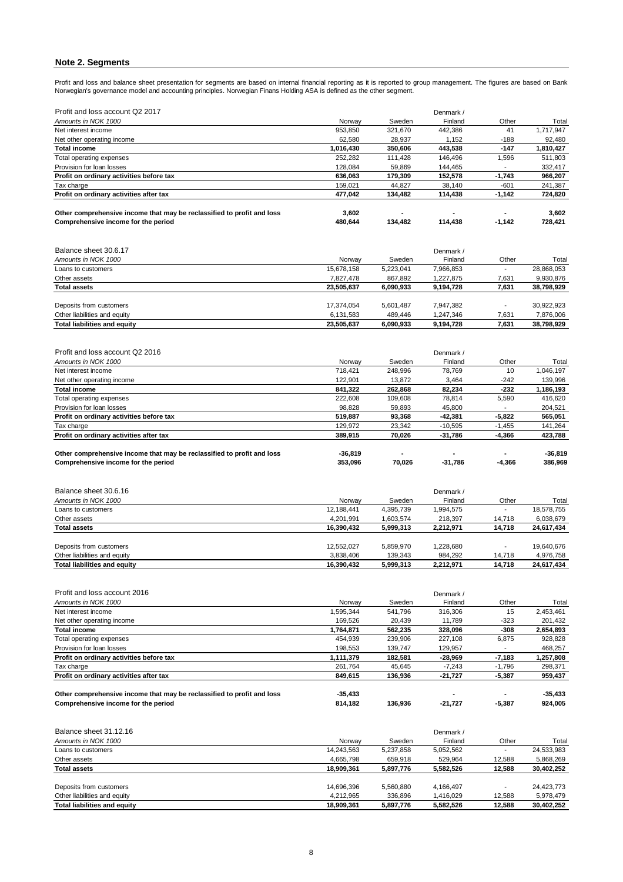## Note 2. Segments

Profit and loss and balance sheet presentation for segments are based on internal financial reporting as it is reported to group management. The figures are based on Bank Norwegian's governance model and accounting principles. Norwegian Finans Holding ASA is defined as the other segment.

| Profit and loss account Q2 2017 | | | Denmark / | | |
|---|---|---|---|---|---|
| *Amounts in NOK 1000* | Norway | Sweden | Finland | Other | Total |
| Net interest income | 953,850 | 321,670 | 442,386 | 41 | 1,717,947 |
| Net other operating income | 62,580 | 28,937 | 1,152 | -188 | 92,480 |
| **Total income** | **1,016,430** | **350,606** | **443,538** | **-147** | **1,810,427** |
| Total operating expenses | 252,282 | 111,428 | 146,496 | 1,596 | 511,803 |
| Provision for loan losses | 128,084 | 59,869 | 144,465 | - | 332,417 |
| **Profit on ordinary activities before tax** | **636,063** | **179,309** | **152,578** | **-1,743** | **966,207** |
| Tax charge | 159,021 | 44,827 | 38,140 | -601 | 241,387 |
| **Profit on ordinary activities after tax** | **477,042** | **134,482** | **114,438** | **-1,142** | **724,820** |
| | | | | | |
| **Other comprehensive income that may be reclassified to profit and loss** | **3,602** | **-** | **-** | **-** | **3,602** |
| **Comprehensive income for the period** | **480,644** | **134,482** | **114,438** | **-1,142** | **728,421** |

| Balance sheet 30.6.17 | | | Denmark / | | |
|---|---|---|---|---|---|
| *Amounts in NOK 1000* | Norway | Sweden | Finland | Other | Total |
| Loans to customers | 15,678,158 | 5,223,041 | 7,966,853 | - | 28,868,053 |
| Other assets | 7,827,478 | 867,892 | 1,227,875 | 7,631 | 9,930,876 |
| **Total assets** | **23,505,637** | **6,090,933** | **9,194,728** | **7,631** | **38,798,929** |
| | | | | | |
| Deposits from customers | 17,374,054 | 5,601,487 | 7,947,382 | - | 30,922,923 |
| Other liabilities and equity | 6,131,583 | 489,446 | 1,247,346 | 7,631 | 7,876,006 |
| **Total liabilities and equity** | **23,505,637** | **6,090,933** | **9,194,728** | **7,631** | **38,798,929** |

| Profit and loss account Q2 2016 | | | Denmark / | | |
|---|---|---|---|---|---|
| *Amounts in NOK 1000* | Norway | Sweden | Finland | Other | Total |
| Net interest income | 718,421 | 248,996 | 78,769 | 10 | 1,046,197 |
| Net other operating income | 122,901 | 13,872 | 3,464 | -242 | 139,996 |
| **Total income** | **841,322** | **262,868** | **82,234** | **-232** | **1,186,193** |
| Total operating expenses | 222,608 | 109,608 | 78,814 | 5,590 | 416,620 |
| Provision for loan losses | 98,828 | 59,893 | 45,800 | - | 204,521 |
| **Profit on ordinary activities before tax** | **519,887** | **93,368** | **-42,381** | **-5,822** | **565,051** |
| Tax charge | 129,972 | 23,342 | -10,595 | -1,455 | 141,264 |
| **Profit on ordinary activities after tax** | **389,915** | **70,026** | **-31,786** | **-4,366** | **423,788** |
| | | | | | |
| **Other comprehensive income that may be reclassified to profit and loss** | **-36,819** | **-** | **-** | **-** | **-36,819** |
| **Comprehensive income for the period** | **353,096** | **70,026** | **-31,786** | **-4,366** | **386,969** |

| Balance sheet 30.6.16 | | | Denmark / | | |
|---|---|---|---|---|---|
| *Amounts in NOK 1000* | Norway | Sweden | Finland | Other | Total |
| Loans to customers | 12,188,441 | 4,395,739 | 1,994,575 | - | 18,578,755 |
| Other assets | 4,201,991 | 1,603,574 | 218,397 | 14,718 | 6,038,679 |
| **Total assets** | **16,390,432** | **5,999,313** | **2,212,971** | **14,718** | **24,617,434** |
| | | | | | |
| Deposits from customers | 12,552,027 | 5,859,970 | 1,228,680 | - | 19,640,676 |
| Other liabilities and equity | 3,838,406 | 139,343 | 984,292 | 14,718 | 4,976,758 |
| **Total liabilities and equity** | **16,390,432** | **5,999,313** | **2,212,971** | **14,718** | **24,617,434** |

| Profit and loss account 2016 | | | Denmark / | | |
|---|---|---|---|---|---|
| *Amounts in NOK 1000* | Norway | Sweden | Finland | Other | Total |
| Net interest income | 1,595,344 | 541,796 | 316,306 | 15 | 2,453,461 |
| Net other operating income | 169,526 | 20,439 | 11,789 | -323 | 201,432 |
| **Total income** | **1,764,871** | **562,235** | **328,096** | **-308** | **2,654,893** |
| Total operating expenses | 454,939 | 239,906 | 227,108 | 6,875 | 928,828 |
| Provision for loan losses | 198,553 | 139,747 | 129,957 | - | 468,257 |
| **Profit on ordinary activities before tax** | **1,111,379** | **182,581** | **-28,969** | **-7,183** | **1,257,808** |
| Tax charge | 261,764 | 45,645 | -7,243 | -1,796 | 298,371 |
| **Profit on ordinary activities after tax** | **849,615** | **136,936** | **-21,727** | **-5,387** | **959,437** |
| | | | | | |
| **Other comprehensive income that may be reclassified to profit and loss** | **-35,433** | | **-** | **-** | **-35,433** |
| **Comprehensive income for the period** | **814,182** | **136,936** | **-21,727** | **-5,387** | **924,005** |

| Balance sheet 31.12.16 | | | Denmark / | | |
|---|---|---|---|---|---|
| *Amounts in NOK 1000* | Norway | Sweden | Finland | Other | Total |
| Loans to customers | 14,243,563 | 5,237,858 | 5,052,562 | - | 24,533,983 |
| Other assets | 4,665,798 | 659,918 | 529,964 | 12,588 | 5,868,269 |
| **Total assets** | **18,909,361** | **5,897,776** | **5,582,526** | **12,588** | **30,402,252** |
| | | | | | |
| Deposits from customers | 14,696,396 | 5,560,880 | 4,166,497 | - | 24,423,773 |
| Other liabilities and equity | 4,212,965 | 336,896 | 1,416,029 | 12,588 | 5,978,479 |
| **Total liabilities and equity** | **18,909,361** | **5,897,776** | **5,582,526** | **12,588** | **30,402,252** |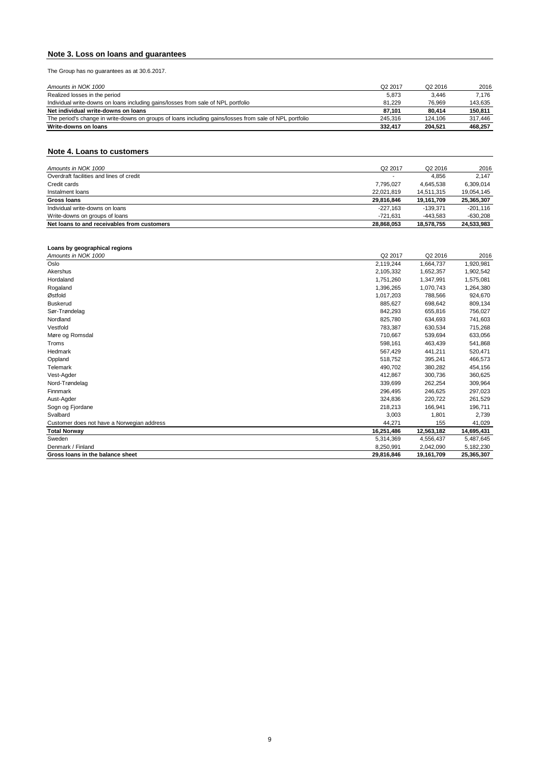## Note 3. Loss on loans and guarantees

The Group has no guarantees as at 30.6.2017.

| *Amounts in NOK 1000* | Q2 2017 | Q2 2016 | 2016 |
|---|---|---|---|
| Realized losses in the period | 5,873 | 3,446 | 7,176 |
| Individual write-downs on loans including gains/losses from sale of NPL portfolio | 81,229 | 76,969 | 143,635 |
| **Net individual write-downs on loans** | **87,101** | **80,414** | **150,811** |
| The period's change in write-downs on groups of loans including gains/losses from sale of NPL portfolio | 245,316 | 124,106 | 317,446 |
| **Write-downs on loans** | **332,417** | **204,521** | **468,257** |

## Note 4. Loans to customers

| *Amounts in NOK 1000* | Q2 2017 | Q2 2016 | 2016 |
|---|---|---|---|
| Overdraft facilities and lines of credit | - | 4,856 | 2,147 |
| Credit cards | 7,795,027 | 4,645,538 | 6,309,014 |
| Instalment loans | 22,021,819 | 14,511,315 | 19,054,145 |
| **Gross loans** | **29,816,846** | **19,161,709** | **25,365,307** |
| Individual write-downs on loans | -227,163 | -139,371 | -201,116 |
| Write-downs on groups of loans | -721,631 | -443,583 | -630,208 |
| **Net loans to and receivables from customers** | **28,868,053** | **18,578,755** | **24,533,983** |

**Loans by geographical regions**

| *Amounts in NOK 1000* | Q2 2017 | Q2 2016 | 2016 |
|---|---|---|---|
| Oslo | 2,119,244 | 1,664,737 | 1,920,981 |
| Akershus | 2,105,332 | 1,652,357 | 1,902,542 |
| Hordaland | 1,751,260 | 1,347,991 | 1,575,081 |
| Rogaland | 1,396,265 | 1,070,743 | 1,264,380 |
| Østfold | 1,017,203 | 788,566 | 924,670 |
| Buskerud | 885,627 | 698,642 | 809,134 |
| Sør-Trøndelag | 842,293 | 655,816 | 756,027 |
| Nordland | 825,780 | 634,693 | 741,603 |
| Vestfold | 783,387 | 630,534 | 715,268 |
| Møre og Romsdal | 710,667 | 539,694 | 633,056 |
| Troms | 598,161 | 463,439 | 541,868 |
| Hedmark | 567,429 | 441,211 | 520,471 |
| Oppland | 518,752 | 395,241 | 466,573 |
| Telemark | 490,702 | 380,282 | 454,156 |
| Vest-Agder | 412,867 | 300,736 | 360,625 |
| Nord-Trøndelag | 339,699 | 262,254 | 309,964 |
| Finnmark | 296,495 | 246,625 | 297,023 |
| Aust-Agder | 324,836 | 220,722 | 261,529 |
| Sogn og Fjordane | 218,213 | 166,941 | 196,711 |
| Svalbard | 3,003 | 1,801 | 2,739 |
| Customer does not have a Norwegian address | 44,271 | 155 | 41,029 |
| **Total Norway** | **16,251,486** | **12,563,182** | **14,695,431** |
| Sweden | 5,314,369 | 4,556,437 | 5,487,645 |
| Denmark / Finland | 8,250,991 | 2,042,090 | 5,182,230 |
| **Gross loans in the balance sheet** | **29,816,846** | **19,161,709** | **25,365,307** |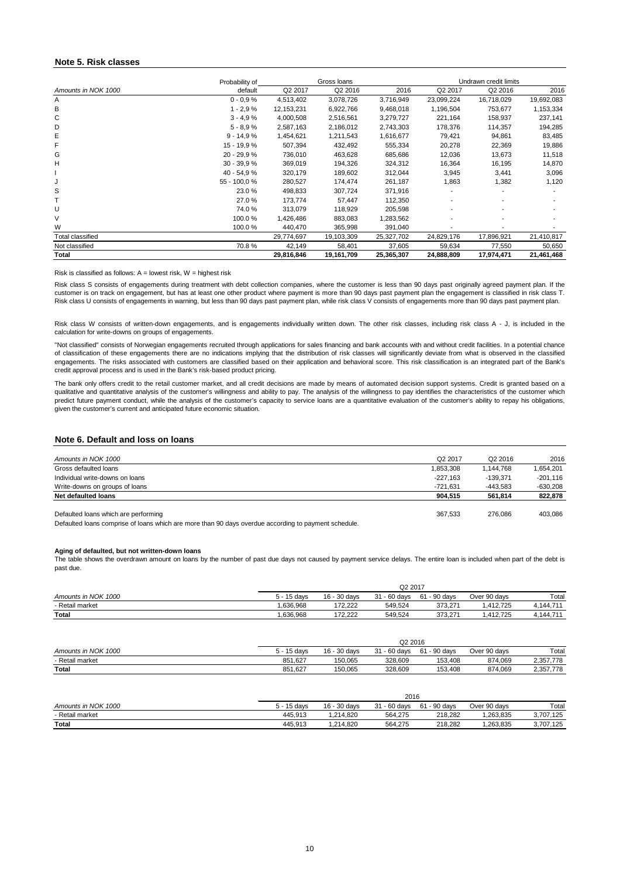## Note 5. Risk classes

| Amounts in NOK 1000 | Probability of default | Gross loans | | | Undrawn credit limits | | |
|---|---|---|---|---|---|---|---|
| | | Q2 2017 | Q2 2016 | 2016 | Q2 2017 | Q2 2016 | 2016 |
| A | 0 - 0,9 % | 4,513,402 | 3,078,726 | 3,716,949 | 23,099,224 | 16,718,029 | 19,692,083 |
| B | 1 - 2,9 % | 12,153,231 | 6,922,766 | 9,468,018 | 1,196,504 | 753,677 | 1,153,334 |
| C | 3 - 4,9 % | 4,000,508 | 2,516,561 | 3,279,727 | 221,164 | 158,937 | 237,141 |
| D | 5 - 8,9 % | 2,587,163 | 2,186,012 | 2,743,303 | 178,376 | 114,357 | 194,285 |
| E | 9 - 14,9 % | 1,454,621 | 1,211,543 | 1,616,677 | 79,421 | 94,861 | 83,485 |
| F | 15 - 19,9 % | 507,394 | 432,492 | 555,334 | 20,278 | 22,369 | 19,886 |
| G | 20 - 29,9 % | 736,010 | 463,628 | 685,686 | 12,036 | 13,673 | 11,518 |
| H | 30 - 39,9 % | 369,019 | 194,326 | 324,312 | 16,364 | 16,195 | 14,870 |
| I | 40 - 54,9 % | 320,179 | 189,602 | 312,044 | 3,945 | 3,441 | 3,096 |
| J | 55 - 100,0 % | 280,527 | 174,474 | 261,187 | 1,863 | 1,382 | 1,120 |
| S | 23.0 % | 498,833 | 307,724 | 371,916 | - | - | - |
| T | 27.0 % | 173,774 | 57,447 | 112,350 | - | - | - |
| U | 74.0 % | 313,079 | 118,929 | 205,598 | - | - | - |
| V | 100.0 % | 1,426,486 | 883,083 | 1,283,562 | - | - | - |
| W | 100.0 % | 440,470 | 365,998 | 391,040 | - | - | - |
| Total classified | | 29,774,697 | 19,103,309 | 25,327,702 | 24,829,176 | 17,896,921 | 21,410,817 |
| Not classified | 70.8 % | 42,149 | 58,401 | 37,605 | 59,634 | 77,550 | 50,650 |
| **Total** | | **29,816,846** | **19,161,709** | **25,365,307** | **24,888,809** | **17,974,471** | **21,461,468** |

Risk is classified as follows: A = lowest risk, W = highest risk

Risk class S consists of engagements during treatment with debt collection companies, where the customer is less than 90 days past originally agreed payment plan. If the customer is on track on engagement, but has at least one other product where payment is more than 90 days past payment plan the engagement is classified in risk class T. Risk class U consists of engagements in warning, but less than 90 days past payment plan, while risk class V consists of engagements more than 90 days past payment plan.

Risk class W consists of written-down engagements, and is engagements individually written down. The other risk classes, including risk class A - J, is included in the calculation for write-downs on groups of engagements.

"Not classified" consists of Norwegian engagements recruited through applications for sales financing and bank accounts with and without credit facilities. In a potential chance of classification of these engagements there are no indications implying that the distribution of risk classes will significantly deviate from what is observed in the classified engagements. The risks associated with customers are classified based on their application and behavioral score. This risk classification is an integrated part of the Bank's credit approval process and is used in the Bank's risk-based product pricing.

The bank only offers credit to the retail customer market, and all credit decisions are made by means of automated decision support systems. Credit is granted based on a qualitative and quantitative analysis of the customer's willingness and ability to pay. The analysis of the willingness to pay identifies the characteristics of the customer which predict future payment conduct, while the analysis of the customer's capacity to service loans are a quantitative evaluation of the customer's ability to repay his obligations, given the customer's current and anticipated future economic situation.

## Note 6. Default and loss on loans

| Amounts in NOK 1000 | Q2 2017 | Q2 2016 | 2016 |
|---|---|---|---|
| Gross defaulted loans | 1,853,308 | 1,144,768 | 1,654,201 |
| Individual write-downs on loans | -227,163 | -139,371 | -201,116 |
| Write-downs on groups of loans | -721,631 | -443,583 | -630,208 |
| **Net defaulted loans** | **904,515** | **561,814** | **822,878** |
| Defaulted loans which are performing | 367,533 | 276,086 | 403,086 |

Defaulted loans comprise of loans which are more than 90 days overdue according to payment schedule.

**Aging of defaulted, but not written-down loans**

The table shows the overdrawn amount on loans by the number of past due days not caused by payment service delays. The entire loan is included when part of the debt is past due.

| Q2 2017 | | | | | | |
|---|---|---|---|---|---|---|
| Amounts in NOK 1000 | 5 - 15 days | 16 - 30 days | 31 - 60 days | 61 - 90 days | Over 90 days | Total |
| - Retail market | 1,636,968 | 172,222 | 549,524 | 373,271 | 1,412,725 | 4,144,711 |
| **Total** | 1,636,968 | 172,222 | 549,524 | 373,271 | 1,412,725 | 4,144,711 |

| Q2 2016 | | | | | | |
|---|---|---|---|---|---|---|
| Amounts in NOK 1000 | 5 - 15 days | 16 - 30 days | 31 - 60 days | 61 - 90 days | Over 90 days | Total |
| - Retail market | 851,627 | 150,065 | 328,609 | 153,408 | 874,069 | 2,357,778 |
| **Total** | 851,627 | 150,065 | 328,609 | 153,408 | 874,069 | 2,357,778 |

| 2016 | | | | | | |
|---|---|---|---|---|---|---|
| Amounts in NOK 1000 | 5 - 15 days | 16 - 30 days | 31 - 60 days | 61 - 90 days | Over 90 days | Total |
| - Retail market | 445,913 | 1,214,820 | 564,275 | 218,282 | 1,263,835 | 3,707,125 |
| **Total** | 445,913 | 1,214,820 | 564,275 | 218,282 | 1,263,835 | 3,707,125 |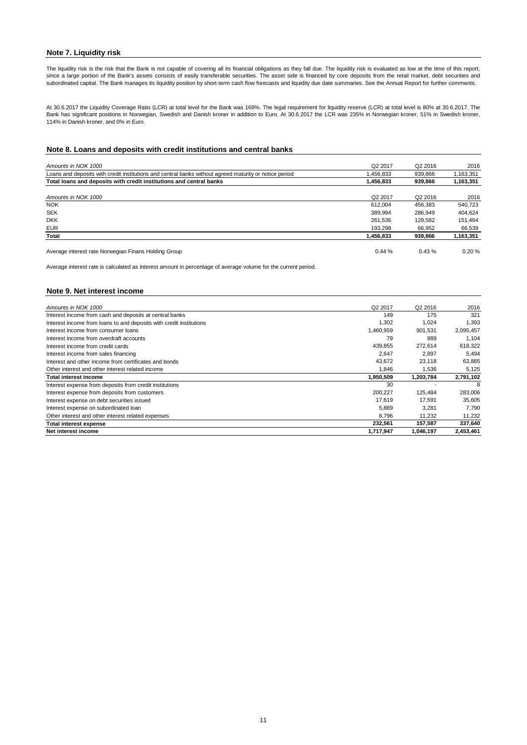## Note 7. Liquidity risk

The liquidity risk is the risk that the Bank is not capable of covering all its financial obligations as they fall due. The liquidity risk is evaluated as low at the time of this report, since a large portion of the Bank's assets consists of easily transferable securities. The asset side is financed by core deposits from the retail market, debt securities and subordinated capital. The Bank manages its liquidity position by short-term cash flow forecasts and liquidity due date summaries. See the Annual Report for further comments.

At 30.6.2017 the Liquidity Coverage Ratio (LCR) at total level for the Bank was 169%. The legal requirement for liquidity reserve (LCR) at total level is 80% at 30.6.2017. The Bank has significant positions in Norwegian, Swedish and Danish kroner in addition to Euro. At 30.6.2017 the LCR was 235% in Norwegian kroner, 51% in Swedish kroner, 114% in Danish kroner, and 0% in Euro.

## Note 8. Loans and deposits with credit institutions and central banks

| *Amounts in NOK 1000* | Q2 2017 | Q2 2016 | 2016 |
|---|---|---|---|
| Loans and deposits with credit institutions and central banks without agreed maturity or notice period | 1,456,833 | 939,866 | 1,163,351 |
| **Total loans and deposits with credit institutions and central banks** | **1,456,833** | **939,866** | **1,163,351** |

| *Amounts in NOK 1000* | Q2 2017 | Q2 2016 | 2016 |
|---|---|---|---|
| NOK | 612,004 | 456,383 | 540,723 |
| SEK | 389,994 | 286,949 | 404,624 |
| DKK | 261,536 | 129,582 | 151,464 |
| EUR | 193,298 | 66,952 | 66,539 |
| **Total** | **1,456,833** | **939,866** | **1,163,351** |
| | | | |
| Average interest rate Norwegian Finans Holding Group | 0.44 % | 0.43 % | 0.20 % |

Average interest rate is calculated as interest amount in percentage of average volume for the current period.

## Note 9. Net interest income

| *Amounts in NOK 1000* | Q2 2017 | Q2 2016 | 2016 |
|---|---|---|---|
| Interest income from cash and deposits at central banks | 149 | 175 | 321 |
| Interest income from loans to and deposits with credit institutions | 1,302 | 1,024 | 1,393 |
| Interest income from consumer loans | 1,460,959 | 901,531 | 2,095,457 |
| Interest income from overdraft accounts | 79 | 889 | 1,104 |
| Interest income from credit cards | 439,855 | 272,614 | 618,322 |
| Interest income from sales financing | 2,647 | 2,897 | 5,494 |
| Interest and other income from certificates and bonds | 43,672 | 23,118 | 63,885 |
| Other interest and other interest related income | 1,846 | 1,536 | 5,125 |
| **Total interest income** | **1,950,509** | **1,203,784** | **2,791,102** |
| Interest expense from deposits from credit institutions | 30 | - | 8 |
| Interest expense from deposits from customers | 200,227 | 125,484 | 283,006 |
| Interest expense on debt securities issued | 17,619 | 17,591 | 35,605 |
| Interest expense on subordinated loan | 5,889 | 3,281 | 7,790 |
| Other interest and other interest related expenses | 8,796 | 11,232 | 11,232 |
| **Total interest expense** | **232,561** | **157,587** | **337,640** |
| **Net interest income** | **1,717,947** | **1,046,197** | **2,453,461** |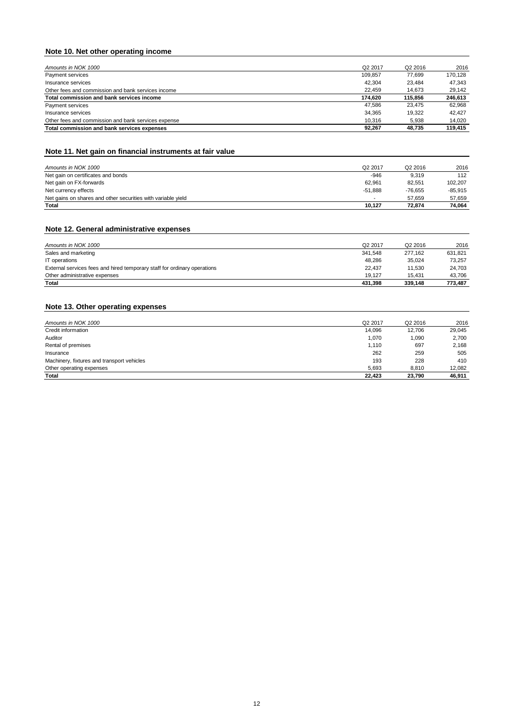## Note 10. Net other operating income

| *Amounts in NOK 1000* | Q2 2017 | Q2 2016 | 2016 |
|---|---|---|---|
| Payment services | 109,857 | 77,699 | 170,128 |
| Insurance services | 42,304 | 23,484 | 47,343 |
| Other fees and commission and bank services income | 22,459 | 14,673 | 29,142 |
| **Total commission and bank services income** | **174,620** | **115,856** | **246,613** |
| Payment services | 47,586 | 23,475 | 62,968 |
| Insurance services | 34,365 | 19,322 | 42,427 |
| Other fees and commission and bank services expense | 10,316 | 5,938 | 14,020 |
| **Total commission and bank services expenses** | **92,267** | **48,735** | **119,415** |

## Note 11. Net gain on financial instruments at fair value

| *Amounts in NOK 1000* | Q2 2017 | Q2 2016 | 2016 |
|---|---|---|---|
| Net gain on certificates and bonds | -946 | 9,319 | 112 |
| Net gain on FX-forwards | 62,961 | 82,551 | 102,207 |
| Net currency effects | -51,888 | -76,655 | -85,915 |
| Net gains on shares and other securities with variable yield | - | 57,659 | 57,659 |
| **Total** | **10,127** | **72,874** | **74,064** |

## Note 12. General administrative expenses

| *Amounts in NOK 1000* | Q2 2017 | Q2 2016 | 2016 |
|---|---|---|---|
| Sales and marketing | 341,548 | 277,162 | 631,821 |
| IT operations | 48,286 | 35,024 | 73,257 |
| External services fees and hired temporary staff for ordinary operations | 22,437 | 11,530 | 24,703 |
| Other administrative expenses | 19,127 | 15,431 | 43,706 |
| **Total** | **431,398** | **339,148** | **773,487** |

## Note 13. Other operating expenses

| *Amounts in NOK 1000* | Q2 2017 | Q2 2016 | 2016 |
|---|---|---|---|
| Credit information | 14,096 | 12,706 | 29,045 |
| Auditor | 1,070 | 1,090 | 2,700 |
| Rental of premises | 1,110 | 697 | 2,168 |
| Insurance | 262 | 259 | 505 |
| Machinery, fixtures and transport vehicles | 193 | 228 | 410 |
| Other operating expenses | 5,693 | 8,810 | 12,082 |
| **Total** | **22,423** | **23,790** | **46,911** |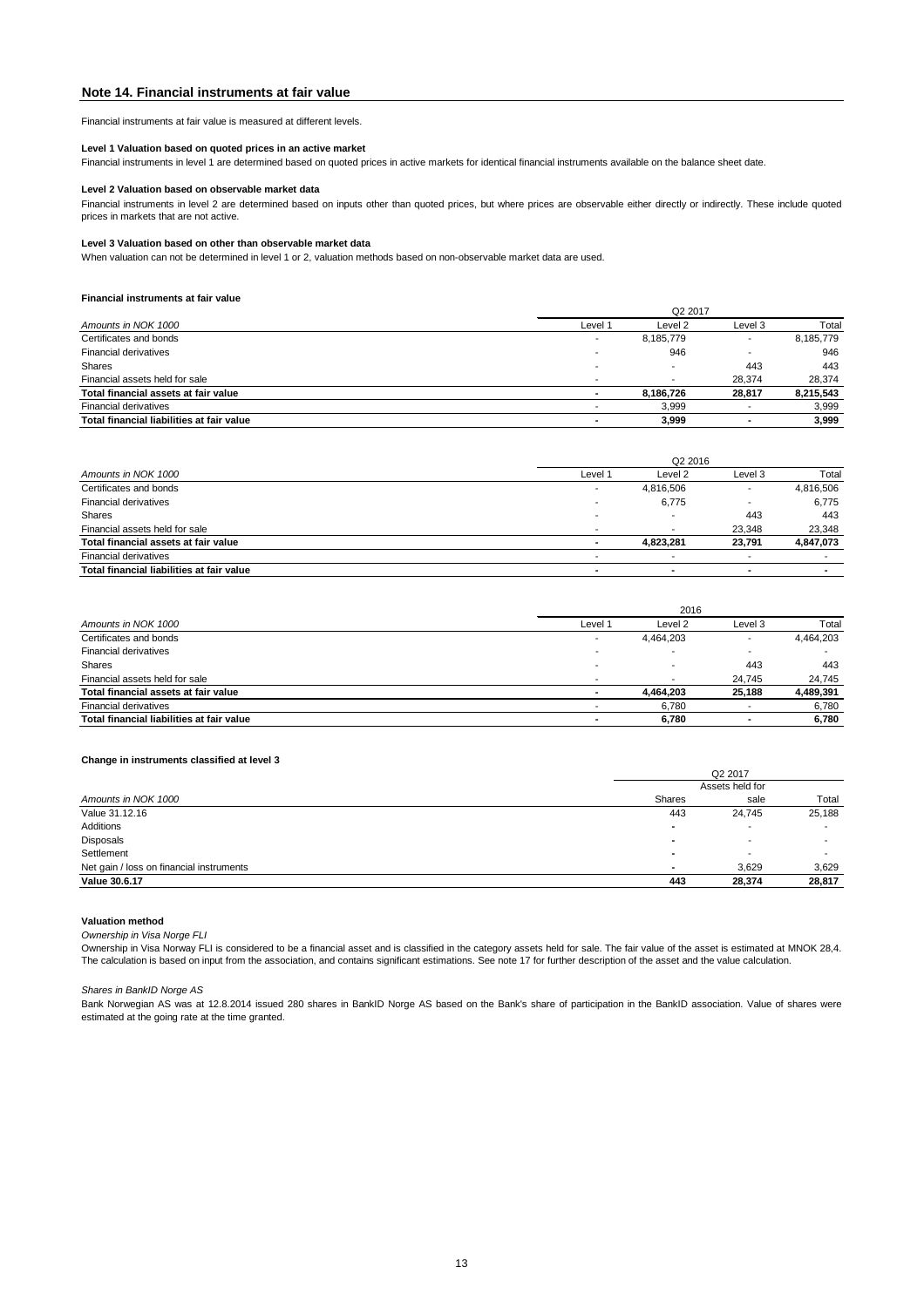## Note 14. Financial instruments at fair value

Financial instruments at fair value is measured at different levels.

**Level 1 Valuation based on quoted prices in an active market**

Financial instruments in level 1 are determined based on quoted prices in active markets for identical financial instruments available on the balance sheet date.

**Level 2 Valuation based on observable market data**

Financial instruments in level 2 are determined based on inputs other than quoted prices, but where prices are observable either directly or indirectly. These include quoted prices in markets that are not active.

**Level 3 Valuation based on other than observable market data**

When valuation can not be determined in level 1 or 2, valuation methods based on non-observable market data are used.

**Financial instruments at fair value**

| | Q2 2017 | | | |
|---|---|---|---|---|
| *Amounts in NOK 1000* | Level 1 | Level 2 | Level 3 | Total |
| Certificates and bonds | - | 8,185,779 | - | 8,185,779 |
| Financial derivatives | - | 946 | - | 946 |
| Shares | - | - | 443 | 443 |
| Financial assets held for sale | - | - | 28,374 | 28,374 |
| **Total financial assets at fair value** | **-** | **8,186,726** | **28,817** | **8,215,543** |
| Financial derivatives | - | 3,999 | - | 3,999 |
| **Total financial liabilities at fair value** | **-** | **3,999** | **-** | **3,999** |

| | Q2 2016 | | | |
|---|---|---|---|---|
| *Amounts in NOK 1000* | Level 1 | Level 2 | Level 3 | Total |
| Certificates and bonds | - | 4,816,506 | - | 4,816,506 |
| Financial derivatives | - | 6,775 | - | 6,775 |
| Shares | - | - | 443 | 443 |
| Financial assets held for sale | - | - | 23,348 | 23,348 |
| **Total financial assets at fair value** | **-** | **4,823,281** | **23,791** | **4,847,073** |
| Financial derivatives | - | - | - | - |
| **Total financial liabilities at fair value** | **-** | **-** | **-** | **-** |

| | 2016 | | | |
|---|---|---|---|---|
| *Amounts in NOK 1000* | Level 1 | Level 2 | Level 3 | Total |
| Certificates and bonds | - | 4,464,203 | - | 4,464,203 |
| Financial derivatives | - | - | - | - |
| Shares | - | - | 443 | 443 |
| Financial assets held for sale | - | - | 24,745 | 24,745 |
| **Total financial assets at fair value** | **-** | **4,464,203** | **25,188** | **4,489,391** |
| Financial derivatives | - | 6,780 | - | 6,780 |
| **Total financial liabilities at fair value** | **-** | **6,780** | **-** | **6,780** |

**Change in instruments classified at level 3**

| | Q2 2017 | | |
|---|---|---|---|
| *Amounts in NOK 1000* | Shares | Assets held for sale | Total |
| Value 31.12.16 | 443 | 24,745 | 25,188 |
| Additions | - | - | - |
| Disposals | - | - | - |
| Settlement | - | - | - |
| Net gain / loss on financial instruments | - | 3,629 | 3,629 |
| **Value 30.6.17** | **443** | **28,374** | **28,817** |

**Valuation method**

*Ownership in Visa Norge FLI*

Ownership in Visa Norway FLI is considered to be a financial asset and is classified in the category assets held for sale. The fair value of the asset is estimated at MNOK 28,4. The calculation is based on input from the association, and contains significant estimations. See note 17 for further description of the asset and the value calculation.

*Shares in BankID Norge AS*

Bank Norwegian AS was at 12.8.2014 issued 280 shares in BankID Norge AS based on the Bank's share of participation in the BankID association. Value of shares were estimated at the going rate at the time granted.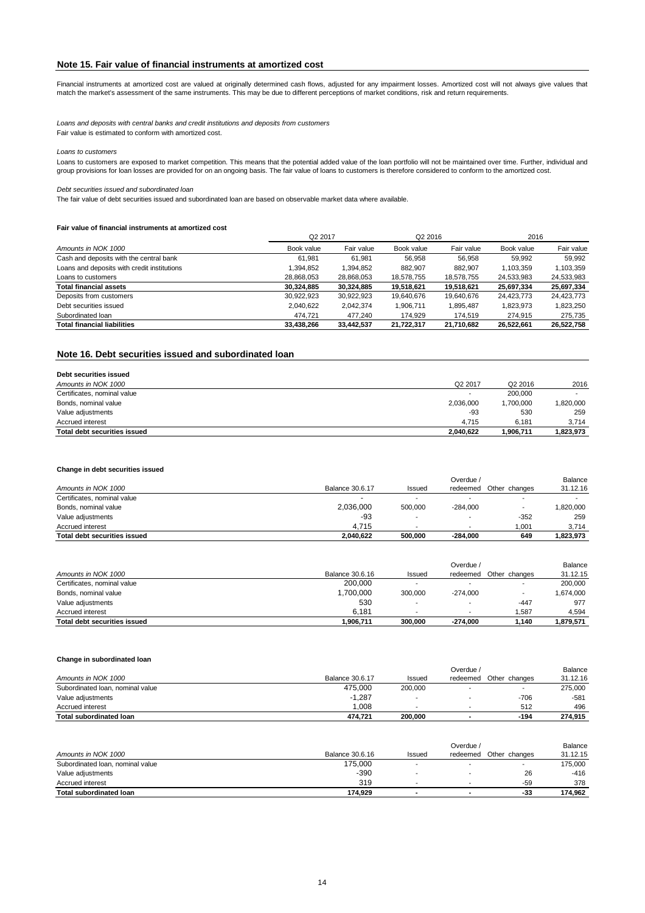## Note 15. Fair value of financial instruments at amortized cost

Financial instruments at amortized cost are valued at originally determined cash flows, adjusted for any impairment losses. Amortized cost will not always give values that match the market's assessment of the same instruments. This may be due to different perceptions of market conditions, risk and return requirements.

*Loans and deposits with central banks and credit institutions and deposits from customers*
Fair value is estimated to conform with amortized cost.

*Loans to customers*
Loans to customers are exposed to market competition. This means that the potential added value of the loan portfolio will not be maintained over time. Further, individual and group provisions for loan losses are provided for on an ongoing basis. The fair value of loans to customers is therefore considered to conform to the amortized cost.

*Debt securities issued and subordinated loan*
The fair value of debt securities issued and subordinated loan are based on observable market data where available.

**Fair value of financial instruments at amortized cost**

| | Q2 2017 | | Q2 2016 | | 2016 | |
|---|---|---|---|---|---|---|
| *Amounts in NOK 1000* | Book value | Fair value | Book value | Fair value | Book value | Fair value |
| Cash and deposits with the central bank | 61,981 | 61,981 | 56,958 | 56,958 | 59,992 | 59,992 |
| Loans and deposits with credit institutions | 1,394,852 | 1,394,852 | 882,907 | 882,907 | 1,103,359 | 1,103,359 |
| Loans to customers | 28,868,053 | 28,868,053 | 18,578,755 | 18,578,755 | 24,533,983 | 24,533,983 |
| **Total financial assets** | **30,324,885** | **30,324,885** | **19,518,621** | **19,518,621** | **25,697,334** | **25,697,334** |
| Deposits from customers | 30,922,923 | 30,922,923 | 19,640,676 | 19,640,676 | 24,423,773 | 24,423,773 |
| Debt securities issued | 2,040,622 | 2,042,374 | 1,906,711 | 1,895,487 | 1,823,973 | 1,823,250 |
| Subordinated loan | 474,721 | 477,240 | 174,929 | 174,519 | 274,915 | 275,735 |
| **Total financial liabilities** | **33,438,266** | **33,442,537** | **21,722,317** | **21,710,682** | **26,522,661** | **26,522,758** |

## Note 16. Debt securities issued and subordinated loan

**Debt securities issued**

| *Amounts in NOK 1000* | Q2 2017 | Q2 2016 | 2016 |
|---|---|---|---|
| Certificates, nominal value | - | 200,000 | - |
| Bonds, nominal value | 2,036,000 | 1,700,000 | 1,820,000 |
| Value adjustments | -93 | 530 | 259 |
| Accrued interest | 4,715 | 6,181 | 3,714 |
| **Total debt securities issued** | **2,040,622** | **1,906,711** | **1,823,973** |

**Change in debt securities issued**

| *Amounts in NOK 1000* | Balance 30.6.17 | Issued | Overdue / redeemed | Other changes | Balance 31.12.16 |
|---|---|---|---|---|---|
| Certificates, nominal value | - | - | - | - | - |
| Bonds, nominal value | 2,036,000 | 500,000 | -284,000 | - | 1,820,000 |
| Value adjustments | -93 | - | - | -352 | 259 |
| Accrued interest | 4,715 | - | - | 1,001 | 3,714 |
| **Total debt securities issued** | **2,040,622** | **500,000** | **-284,000** | **649** | **1,823,973** |

| *Amounts in NOK 1000* | Balance 30.6.16 | Issued | Overdue / redeemed | Other changes | Balance 31.12.15 |
|---|---|---|---|---|---|
| Certificates, nominal value | 200,000 | - | - | - | 200,000 |
| Bonds, nominal value | 1,700,000 | 300,000 | -274,000 | - | 1,674,000 |
| Value adjustments | 530 | - | - | -447 | 977 |
| Accrued interest | 6,181 | - | - | 1,587 | 4,594 |
| **Total debt securities issued** | **1,906,711** | **300,000** | **-274,000** | **1,140** | **1,879,571** |

**Change in subordinated loan**

| *Amounts in NOK 1000* | Balance 30.6.17 | Issued | Overdue / redeemed | Other changes | Balance 31.12.16 |
|---|---|---|---|---|---|
| Subordinated loan, nominal value | 475,000 | 200,000 | - | - | 275,000 |
| Value adjustments | -1,287 | - | - | -706 | -581 |
| Accrued interest | 1,008 | - | - | 512 | 496 |
| **Total subordinated loan** | **474,721** | **200,000** | **-** | **-194** | **274,915** |

| *Amounts in NOK 1000* | Balance 30.6.16 | Issued | Overdue / redeemed | Other changes | Balance 31.12.15 |
|---|---|---|---|---|---|
| Subordinated loan, nominal value | 175,000 | - | - | - | 175,000 |
| Value adjustments | -390 | - | - | 26 | -416 |
| Accrued interest | 319 | - | - | -59 | 378 |
| **Total subordinated loan** | **174,929** | **-** | **-** | **-33** | **174,962** |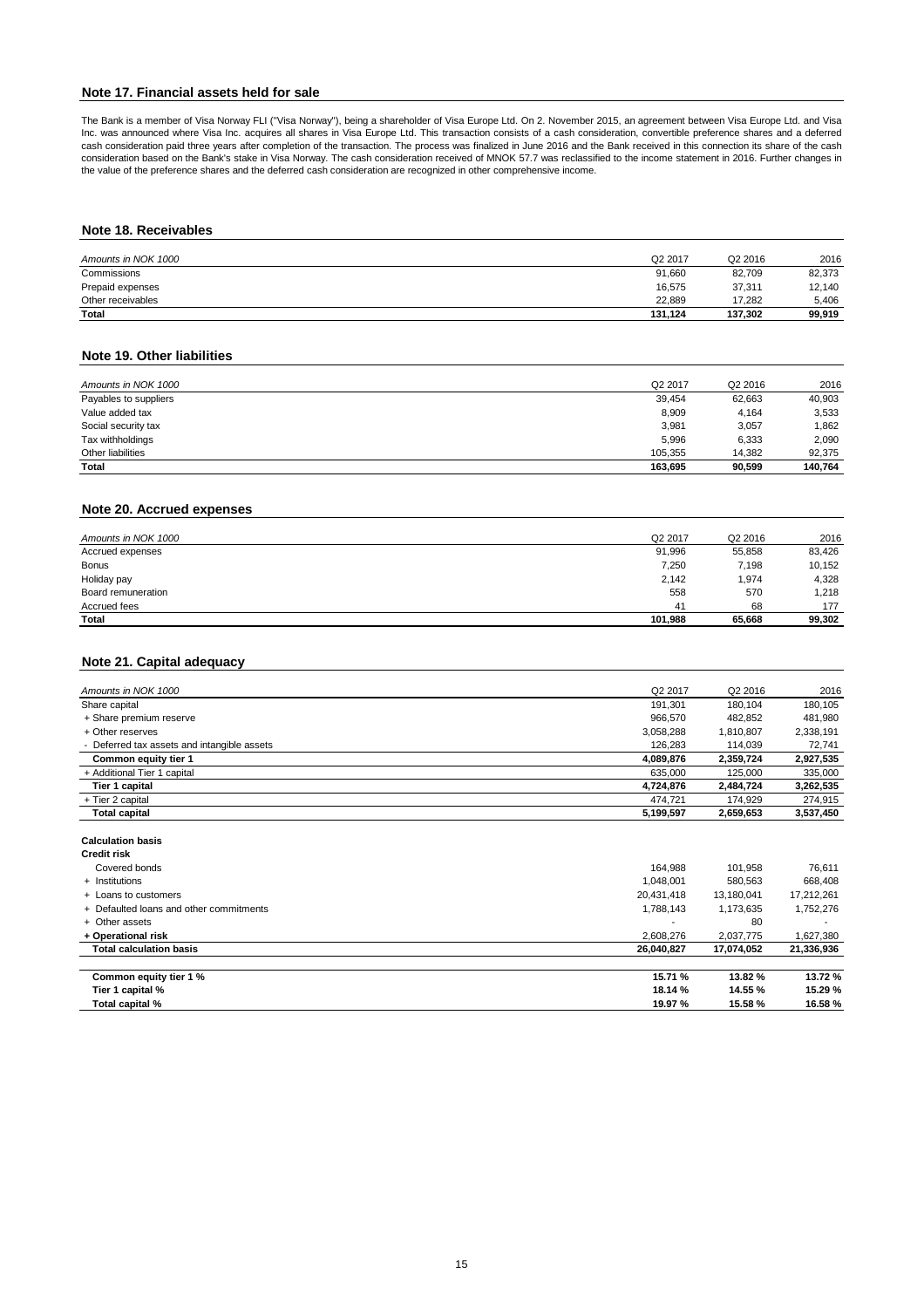## Note 17. Financial assets held for sale

The Bank is a member of Visa Norway FLI ("Visa Norway"), being a shareholder of Visa Europe Ltd. On 2. November 2015, an agreement between Visa Europe Ltd. and Visa Inc. was announced where Visa Inc. acquires all shares in Visa Europe Ltd. This transaction consists of a cash consideration, convertible preference shares and a deferred cash consideration paid three years after completion of the transaction. The process was finalized in June 2016 and the Bank received in this connection its share of the cash consideration based on the Bank's stake in Visa Norway. The cash consideration received of MNOK 57.7 was reclassified to the income statement in 2016. Further changes in the value of the preference shares and the deferred cash consideration are recognized in other comprehensive income.

## Note 18. Receivables

| *Amounts in NOK 1000* | Q2 2017 | Q2 2016 | 2016 |
|---|---|---|---|
| Commissions | 91,660 | 82,709 | 82,373 |
| Prepaid expenses | 16,575 | 37,311 | 12,140 |
| Other receivables | 22,889 | 17,282 | 5,406 |
| **Total** | **131,124** | **137,302** | **99,919** |

## Note 19. Other liabilities

| *Amounts in NOK 1000* | Q2 2017 | Q2 2016 | 2016 |
|---|---|---|---|
| Payables to suppliers | 39,454 | 62,663 | 40,903 |
| Value added tax | 8,909 | 4,164 | 3,533 |
| Social security tax | 3,981 | 3,057 | 1,862 |
| Tax withholdings | 5,996 | 6,333 | 2,090 |
| Other liabilities | 105,355 | 14,382 | 92,375 |
| **Total** | **163,695** | **90,599** | **140,764** |

## Note 20. Accrued expenses

| *Amounts in NOK 1000* | Q2 2017 | Q2 2016 | 2016 |
|---|---|---|---|
| Accrued expenses | 91,996 | 55,858 | 83,426 |
| Bonus | 7,250 | 7,198 | 10,152 |
| Holiday pay | 2,142 | 1,974 | 4,328 |
| Board remuneration | 558 | 570 | 1,218 |
| Accrued fees | 41 | 68 | 177 |
| **Total** | **101,988** | **65,668** | **99,302** |

## Note 21. Capital adequacy

| *Amounts in NOK 1000* | Q2 2017 | Q2 2016 | 2016 |
|---|---|---|---|
| Share capital | 191,301 | 180,104 | 180,105 |
| + Share premium reserve | 966,570 | 482,852 | 481,980 |
| + Other reserves | 3,058,288 | 1,810,807 | 2,338,191 |
| - Deferred tax assets and intangible assets | 126,283 | 114,039 | 72,741 |
| **Common equity tier 1** | **4,089,876** | **2,359,724** | **2,927,535** |
| + Additional Tier 1 capital | 635,000 | 125,000 | 335,000 |
| **Tier 1 capital** | **4,724,876** | **2,484,724** | **3,262,535** |
| + Tier 2 capital | 474,721 | 174,929 | 274,915 |
| **Total capital** | **5,199,597** | **2,659,653** | **3,537,450** |
| | | | |
| **Calculation basis** | | | |
| **Credit risk** | | | |
| Covered bonds | 164,988 | 101,958 | 76,611 |
| + Institutions | 1,048,001 | 580,563 | 668,408 |
| + Loans to customers | 20,431,418 | 13,180,041 | 17,212,261 |
| + Defaulted loans and other commitments | 1,788,143 | 1,173,635 | 1,752,276 |
| + Other assets | - | 80 | - |
| **+ Operational risk** | 2,608,276 | 2,037,775 | 1,627,380 |
| **Total calculation basis** | **26,040,827** | **17,074,052** | **21,336,936** |
| | | | |
| **Common equity tier 1 %** | **15.71 %** | **13.82 %** | **13.72 %** |
| **Tier 1 capital %** | **18.14 %** | **14.55 %** | **15.29 %** |
| **Total capital %** | **19.97 %** | **15.58 %** | **16.58 %** |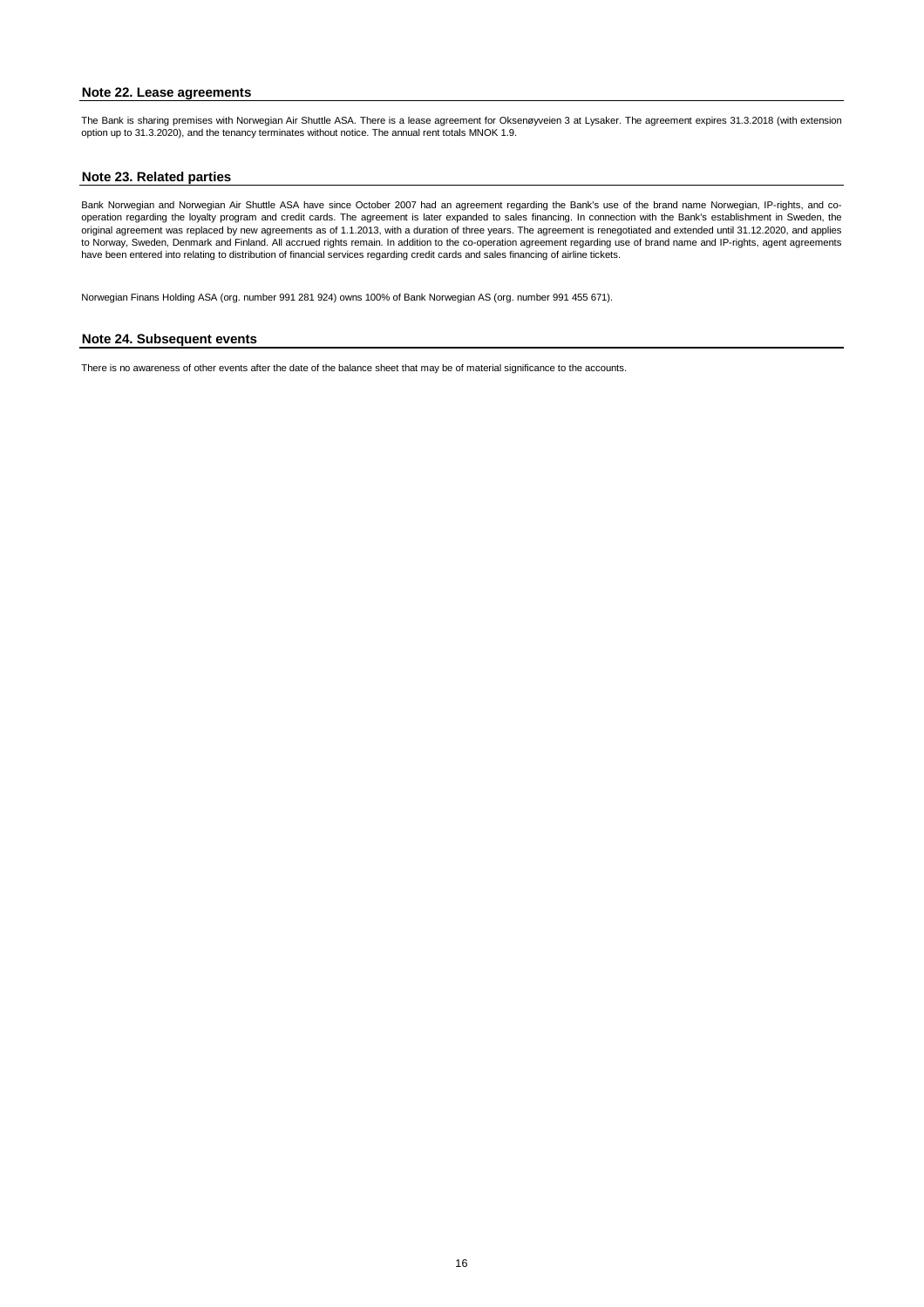## Note 22. Lease agreements

The Bank is sharing premises with Norwegian Air Shuttle ASA. There is a lease agreement for Oksenøyveien 3 at Lysaker. The agreement expires 31.3.2018 (with extension option up to 31.3.2020), and the tenancy terminates without notice. The annual rent totals MNOK 1.9.

## Note 23. Related parties

Bank Norwegian and Norwegian Air Shuttle ASA have since October 2007 had an agreement regarding the Bank's use of the brand name Norwegian, IP-rights, and co-operation regarding the loyalty program and credit cards. The agreement is later expanded to sales financing. In connection with the Bank's establishment in Sweden, the original agreement was replaced by new agreements as of 1.1.2013, with a duration of three years. The agreement is renegotiated and extended until 31.12.2020, and applies to Norway, Sweden, Denmark and Finland. All accrued rights remain. In addition to the co-operation agreement regarding use of brand name and IP-rights, agent agreements have been entered into relating to distribution of financial services regarding credit cards and sales financing of airline tickets.

Norwegian Finans Holding ASA (org. number 991 281 924) owns 100% of Bank Norwegian AS (org. number 991 455 671).

## Note 24. Subsequent events

There is no awareness of other events after the date of the balance sheet that may be of material significance to the accounts.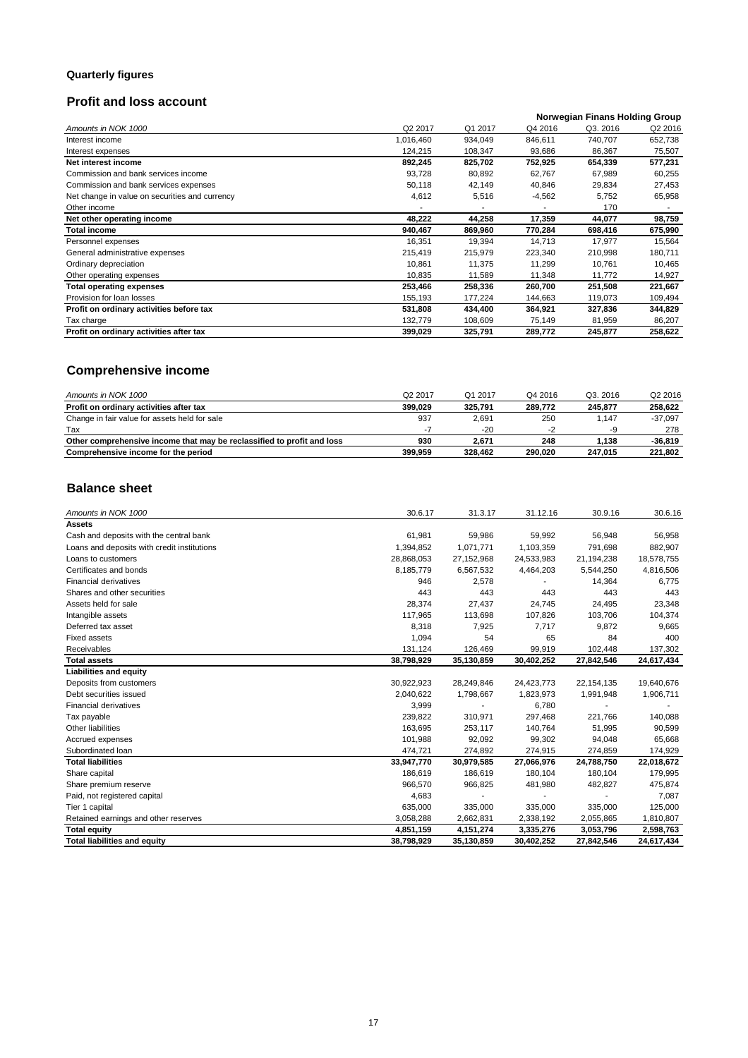## Quarterly figures

### Profit and loss account

| | | | | Norwegian Finans Holding Group | |
|---|---|---|---|---|---|
| *Amounts in NOK 1000* | Q2 2017 | Q1 2017 | Q4 2016 | Q3. 2016 | Q2 2016 |
| Interest income | 1,016,460 | 934,049 | 846,611 | 740,707 | 652,738 |
| Interest expenses | 124,215 | 108,347 | 93,686 | 86,367 | 75,507 |
| **Net interest income** | **892,245** | **825,702** | **752,925** | **654,339** | **577,231** |
| Commission and bank services income | 93,728 | 80,892 | 62,767 | 67,989 | 60,255 |
| Commission and bank services expenses | 50,118 | 42,149 | 40,846 | 29,834 | 27,453 |
| Net change in value on securities and currency | 4,612 | 5,516 | -4,562 | 5,752 | 65,958 |
| Other income | - | - | - | 170 | - |
| **Net other operating income** | **48,222** | **44,258** | **17,359** | **44,077** | **98,759** |
| **Total income** | **940,467** | **869,960** | **770,284** | **698,416** | **675,990** |
| Personnel expenses | 16,351 | 19,394 | 14,713 | 17,977 | 15,564 |
| General administrative expenses | 215,419 | 215,979 | 223,340 | 210,998 | 180,711 |
| Ordinary depreciation | 10,861 | 11,375 | 11,299 | 10,761 | 10,465 |
| Other operating expenses | 10,835 | 11,589 | 11,348 | 11,772 | 14,927 |
| **Total operating expenses** | **253,466** | **258,336** | **260,700** | **251,508** | **221,667** |
| Provision for loan losses | 155,193 | 177,224 | 144,663 | 119,073 | 109,494 |
| **Profit on ordinary activities before tax** | **531,808** | **434,400** | **364,921** | **327,836** | **344,829** |
| Tax charge | 132,779 | 108,609 | 75,149 | 81,959 | 86,207 |
| **Profit on ordinary activities after tax** | **399,029** | **325,791** | **289,772** | **245,877** | **258,622** |

### Comprehensive income

| *Amounts in NOK 1000* | Q2 2017 | Q1 2017 | Q4 2016 | Q3. 2016 | Q2 2016 |
|---|---|---|---|---|---|
| **Profit on ordinary activities after tax** | **399,029** | **325,791** | **289,772** | **245,877** | **258,622** |
| Change in fair value for assets held for sale | 937 | 2,691 | 250 | 1,147 | -37,097 |
| Tax | -7 | -20 | -2 | -9 | 278 |
| **Other comprehensive income that may be reclassified to profit and loss** | **930** | **2,671** | **248** | **1,138** | **-36,819** |
| **Comprehensive income for the period** | **399,959** | **328,462** | **290,020** | **247,015** | **221,802** |

### Balance sheet

| *Amounts in NOK 1000* | 30.6.17 | 31.3.17 | 31.12.16 | 30.9.16 | 30.6.16 |
|---|---|---|---|---|---|
| **Assets** | | | | | |
| Cash and deposits with the central bank | 61,981 | 59,986 | 59,992 | 56,948 | 56,958 |
| Loans and deposits with credit institutions | 1,394,852 | 1,071,771 | 1,103,359 | 791,698 | 882,907 |
| Loans to customers | 28,868,053 | 27,152,968 | 24,533,983 | 21,194,238 | 18,578,755 |
| Certificates and bonds | 8,185,779 | 6,567,532 | 4,464,203 | 5,544,250 | 4,816,506 |
| Financial derivatives | 946 | 2,578 | - | 14,364 | 6,775 |
| Shares and other securities | 443 | 443 | 443 | 443 | 443 |
| Assets held for sale | 28,374 | 27,437 | 24,745 | 24,495 | 23,348 |
| Intangible assets | 117,965 | 113,698 | 107,826 | 103,706 | 104,374 |
| Deferred tax asset | 8,318 | 7,925 | 7,717 | 9,872 | 9,665 |
| Fixed assets | 1,094 | 54 | 65 | 84 | 400 |
| Receivables | 131,124 | 126,469 | 99,919 | 102,448 | 137,302 |
| **Total assets** | **38,798,929** | **35,130,859** | **30,402,252** | **27,842,546** | **24,617,434** |
| **Liabilities and equity** | | | | | |
| Deposits from customers | 30,922,923 | 28,249,846 | 24,423,773 | 22,154,135 | 19,640,676 |
| Debt securities issued | 2,040,622 | 1,798,667 | 1,823,973 | 1,991,948 | 1,906,711 |
| Financial derivatives | 3,999 | - | 6,780 | - | - |
| Tax payable | 239,822 | 310,971 | 297,468 | 221,766 | 140,088 |
| Other liabilities | 163,695 | 253,117 | 140,764 | 51,995 | 90,599 |
| Accrued expenses | 101,988 | 92,092 | 99,302 | 94,048 | 65,668 |
| Subordinated loan | 474,721 | 274,892 | 274,915 | 274,859 | 174,929 |
| **Total liabilities** | **33,947,770** | **30,979,585** | **27,066,976** | **24,788,750** | **22,018,672** |
| Share capital | 186,619 | 186,619 | 180,104 | 180,104 | 179,995 |
| Share premium reserve | 966,570 | 966,825 | 481,980 | 482,827 | 475,874 |
| Paid, not registered capital | 4,683 | - | - | - | 7,087 |
| Tier 1 capital | 635,000 | 335,000 | 335,000 | 335,000 | 125,000 |
| Retained earnings and other reserves | 3,058,288 | 2,662,831 | 2,338,192 | 2,055,865 | 1,810,807 |
| **Total equity** | **4,851,159** | **4,151,274** | **3,335,276** | **3,053,796** | **2,598,763** |
| **Total liabilities and equity** | **38,798,929** | **35,130,859** | **30,402,252** | **27,842,546** | **24,617,434** |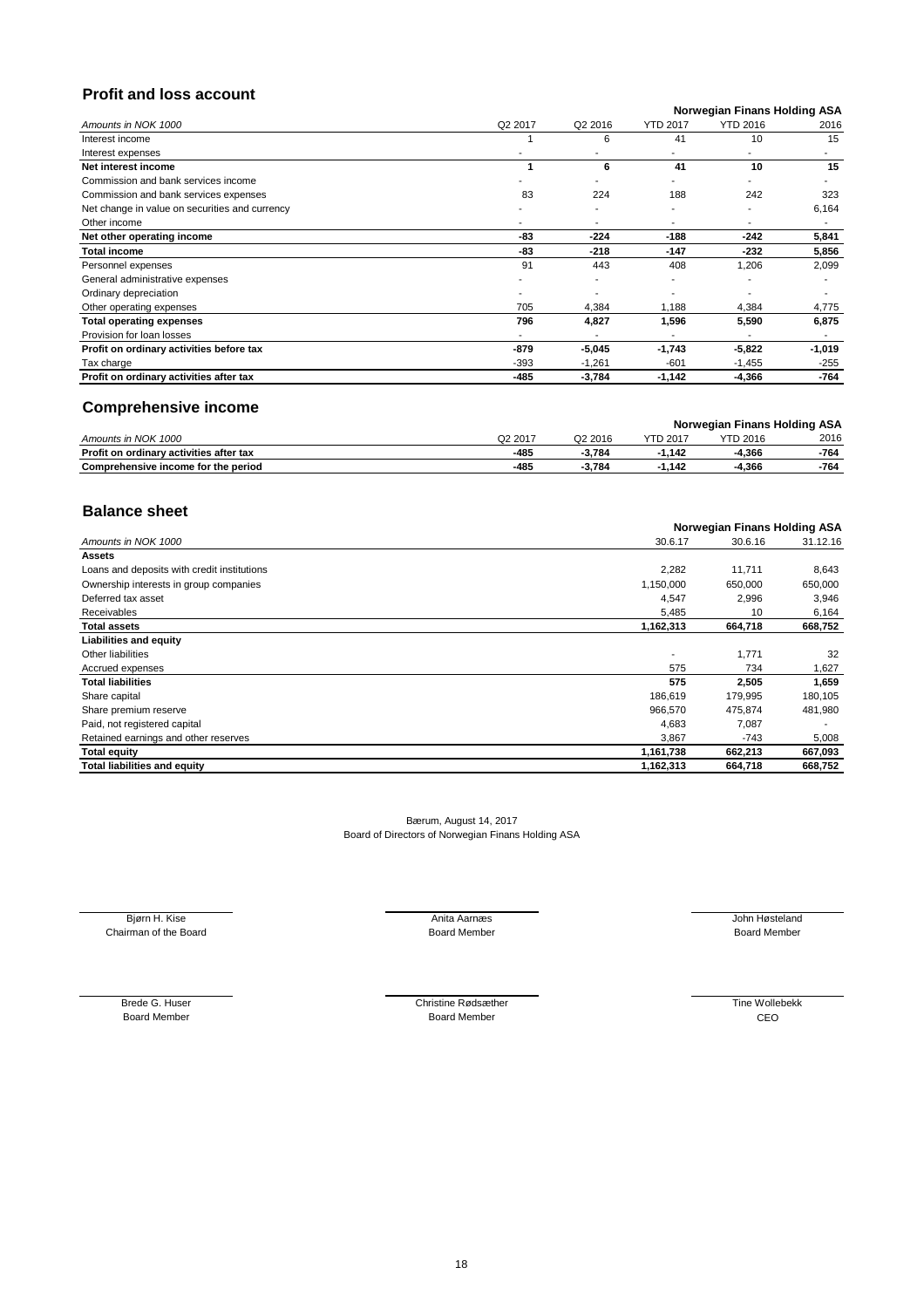## Profit and loss account

| Amounts in NOK 1000 | Norwegian Finans Holding ASA | | | | |
|---|---|---|---|---|---|
| | Q2 2017 | Q2 2016 | YTD 2017 | YTD 2016 | 2016 |
| Interest income | 1 | 6 | 41 | 10 | 15 |
| Interest expenses | - | - | - | - | - |
| **Net interest income** | **1** | **6** | **41** | **10** | **15** |
| Commission and bank services income | - | - | - | - | - |
| Commission and bank services expenses | 83 | 224 | 188 | 242 | 323 |
| Net change in value on securities and currency | - | - | - | - | 6,164 |
| Other income | - | - | - | - | - |
| **Net other operating income** | **-83** | **-224** | **-188** | **-242** | **5,841** |
| **Total income** | **-83** | **-218** | **-147** | **-232** | **5,856** |
| Personnel expenses | 91 | 443 | 408 | 1,206 | 2,099 |
| General administrative expenses | - | - | - | - | - |
| Ordinary depreciation | - | - | - | - | - |
| Other operating expenses | 705 | 4,384 | 1,188 | 4,384 | 4,775 |
| **Total operating expenses** | **796** | **4,827** | **1,596** | **5,590** | **6,875** |
| Provision for loan losses | - | - | - | - | - |
| **Profit on ordinary activities before tax** | **-879** | **-5,045** | **-1,743** | **-5,822** | **-1,019** |
| Tax charge | -393 | -1,261 | -601 | -1,455 | -255 |
| **Profit on ordinary activities after tax** | **-485** | **-3,784** | **-1,142** | **-4,366** | **-764** |

## Comprehensive income

| Amounts in NOK 1000 | Norwegian Finans Holding ASA | | | | |
|---|---|---|---|---|---|
| | Q2 2017 | Q2 2016 | YTD 2017 | YTD 2016 | 2016 |
| **Profit on ordinary activities after tax** | **-485** | **-3,784** | **-1,142** | **-4,366** | **-764** |
| **Comprehensive income for the period** | **-485** | **-3,784** | **-1,142** | **-4,366** | **-764** |

## Balance sheet

| Amounts in NOK 1000 | Norwegian Finans Holding ASA | | |
|---|---|---|---|
| | 30.6.17 | 30.6.16 | 31.12.16 |
| **Assets** | | | |
| Loans and deposits with credit institutions | 2,282 | 11,711 | 8,643 |
| Ownership interests in group companies | 1,150,000 | 650,000 | 650,000 |
| Deferred tax asset | 4,547 | 2,996 | 3,946 |
| Receivables | 5,485 | 10 | 6,164 |
| **Total assets** | **1,162,313** | **664,718** | **668,752** |
| **Liabilities and equity** | | | |
| Other liabilities | - | 1,771 | 32 |
| Accrued expenses | 575 | 734 | 1,627 |
| **Total liabilities** | **575** | **2,505** | **1,659** |
| Share capital | 186,619 | 179,995 | 180,105 |
| Share premium reserve | 966,570 | 475,874 | 481,980 |
| Paid, not registered capital | 4,683 | 7,087 | - |
| Retained earnings and other reserves | 3,867 | -743 | 5,008 |
| **Total equity** | **1,161,738** | **662,213** | **667,093** |
| **Total liabilities and equity** | **1,162,313** | **664,718** | **668,752** |

Bærum, August 14, 2017
Board of Directors of Norwegian Finans Holding ASA

Bjørn H. Kise
Chairman of the Board

Anita Aarnæs
Board Member

John Høsteland
Board Member

Brede G. Huser
Board Member

Christine Rødsæther
Board Member

Tine Wollebekk
CEO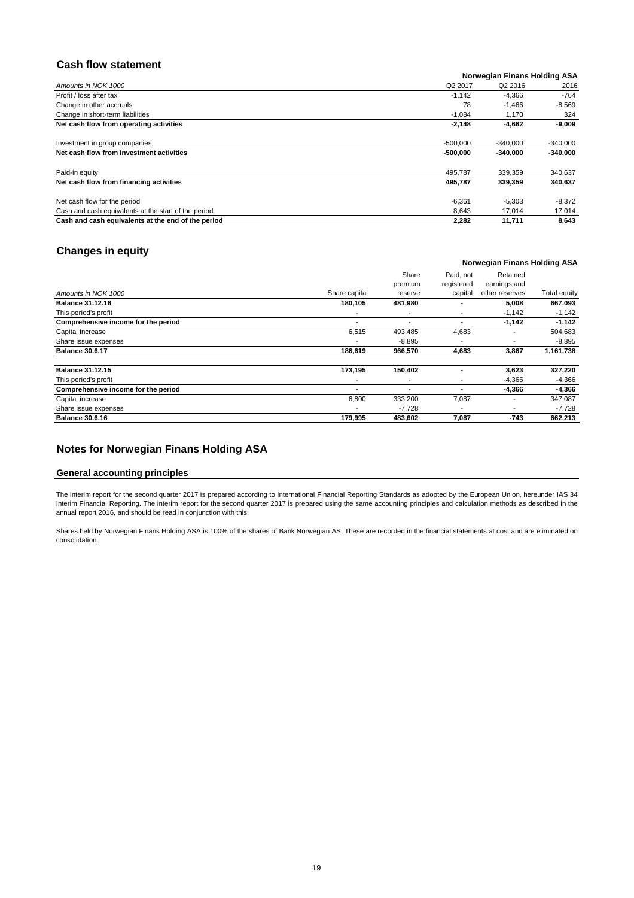## Cash flow statement

| | Norwegian Finans Holding ASA | | |
|---|---|---|---|
| *Amounts in NOK 1000* | Q2 2017 | Q2 2016 | 2016 |
| Profit / loss after tax | -1,142 | -4,366 | -764 |
| Change in other accruals | 78 | -1,466 | -8,569 |
| Change in short-term liabilities | -1,084 | 1,170 | 324 |
| **Net cash flow from operating activities** | **-2,148** | **-4,662** | **-9,009** |
| Investment in group companies | -500,000 | -340,000 | -340,000 |
| **Net cash flow from investment activities** | **-500,000** | **-340,000** | **-340,000** |
| Paid-in equity | 495,787 | 339,359 | 340,637 |
| **Net cash flow from financing activities** | **495,787** | **339,359** | **340,637** |
| Net cash flow for the period | -6,361 | -5,303 | -8,372 |
| Cash and cash equivalents at the start of the period | 8,643 | 17,014 | 17,014 |
| **Cash and cash equivalents at the end of the period** | **2,282** | **11,711** | **8,643** |

## Changes in equity

| | Norwegian Finans Holding ASA | | | | |
|---|---|---|---|---|---|
| *Amounts in NOK 1000* | Share capital | Share premium reserve | Paid, not registered capital | Retained earnings and other reserves | Total equity |
| **Balance 31.12.16** | **180,105** | **481,980** | **-** | **5,008** | **667,093** |
| This period's profit | - | - | - | -1,142 | -1,142 |
| **Comprehensive income for the period** | **-** | **-** | **-** | **-1,142** | **-1,142** |
| Capital increase | 6,515 | 493,485 | 4,683 | - | 504,683 |
| Share issue expenses | - | -8,895 | - | - | -8,895 |
| **Balance 30.6.17** | **186,619** | **966,570** | **4,683** | **3,867** | **1,161,738** |
| | | | | | |
| **Balance 31.12.15** | **173,195** | **150,402** | **-** | **3,623** | **327,220** |
| This period's profit | - | - | - | -4,366 | -4,366 |
| **Comprehensive income for the period** | **-** | **-** | **-** | **-4,366** | **-4,366** |
| Capital increase | 6,800 | 333,200 | 7,087 | - | 347,087 |
| Share issue expenses | - | -7,728 | - | - | -7,728 |
| **Balance 30.6.16** | **179,995** | **483,602** | **7,087** | **-743** | **662,213** |

## Notes for Norwegian Finans Holding ASA

### General accounting principles

The interim report for the second quarter 2017 is prepared according to International Financial Reporting Standards as adopted by the European Union, hereunder IAS 34 Interim Financial Reporting. The interim report for the second quarter 2017 is prepared using the same accounting principles and calculation methods as described in the annual report 2016, and should be read in conjunction with this.

Shares held by Norwegian Finans Holding ASA is 100% of the shares of Bank Norwegian AS. These are recorded in the financial statements at cost and are eliminated on consolidation.